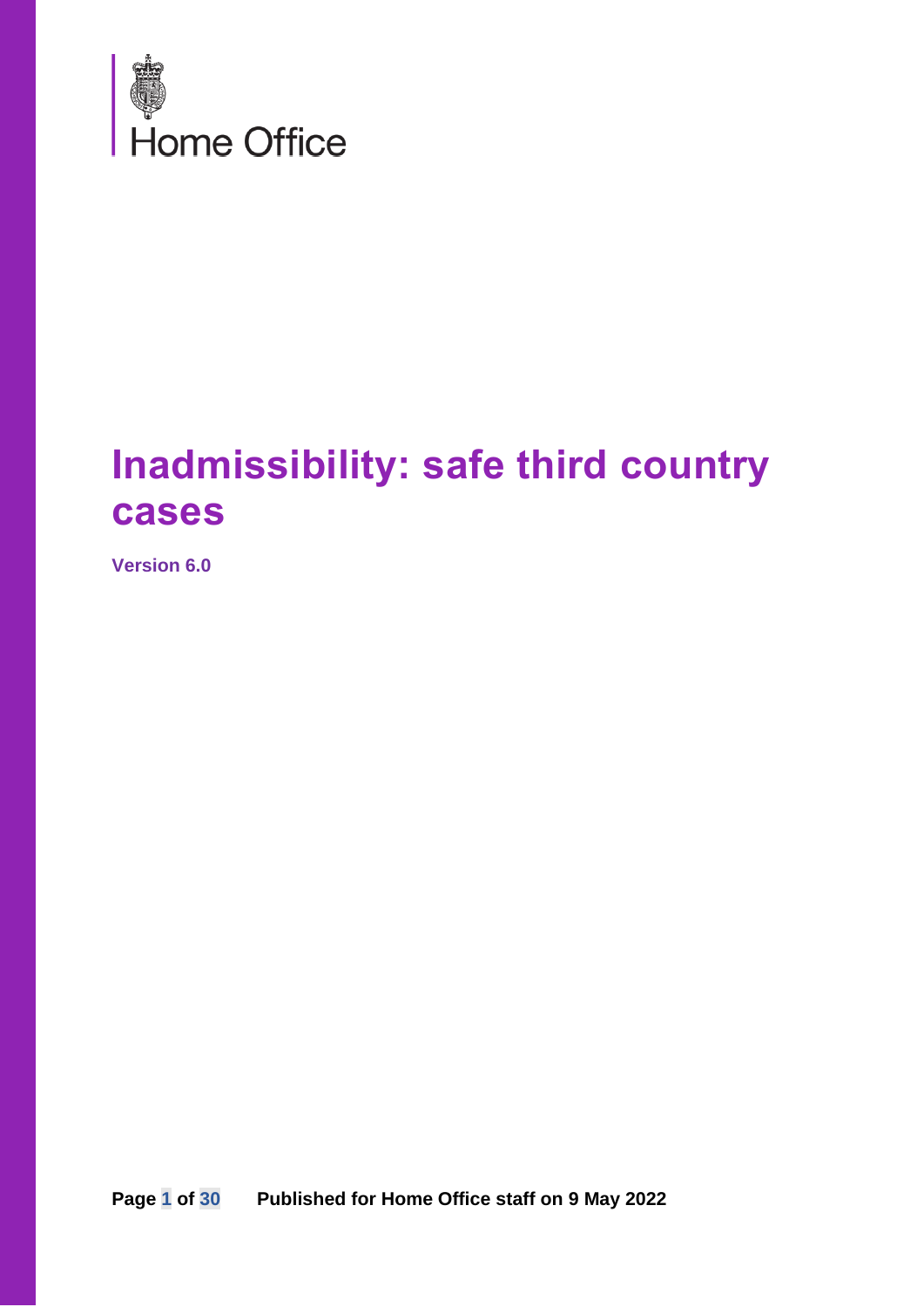Home Office

# Inadmissibility: safe third country cases

**Version 6.0**

**Published for Home Office staff on 9 May 2022**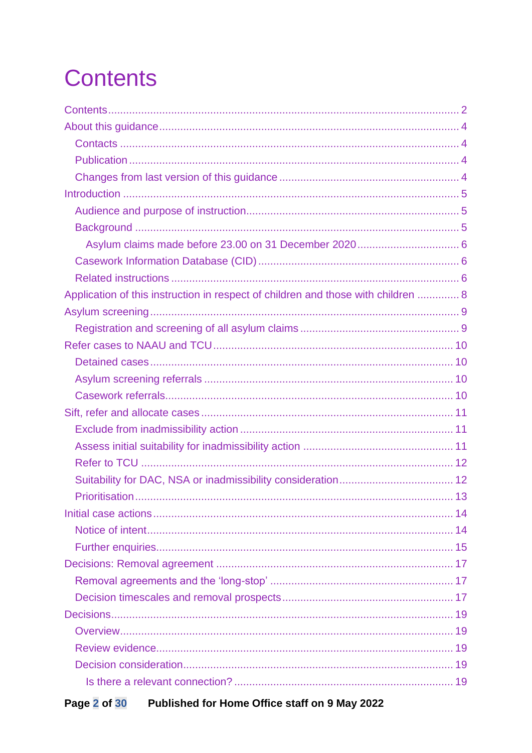# Contents

Contents ... 2
About this guidance ... 4
- Contacts ... 4
- Publication ... 4
- Changes from last version of this guidance ... 4

Introduction ... 5
- Audience and purpose of instruction ... 5
- Background ... 5
  - Asylum claims made before 23.00 on 31 December 2020 ... 6
- Casework Information Database (CID) ... 6
- Related instructions ... 6

Application of this instruction in respect of children and those with children ... 8
Asylum screening ... 9
- Registration and screening of all asylum claims ... 9

Refer cases to NAAU and TCU ... 10
- Detained cases ... 10
- Asylum screening referrals ... 10
- Casework referrals ... 10

Sift, refer and allocate cases ... 11
- Exclude from inadmissibility action ... 11
- Assess initial suitability for inadmissibility action ... 11
- Refer to TCU ... 12
- Suitability for DAC, NSA or inadmissibility consideration ... 12
- Prioritisation ... 13

Initial case actions ... 14
- Notice of intent ... 14
- Further enquiries ... 15

Decisions: Removal agreement ... 17
- Removal agreements and the ‘long-stop’ ... 17
- Decision timescales and removal prospects ... 17

Decisions ... 19
- Overview ... 19
- Review evidence ... 19
- Decision consideration ... 19
  - Is there a relevant connection? ... 19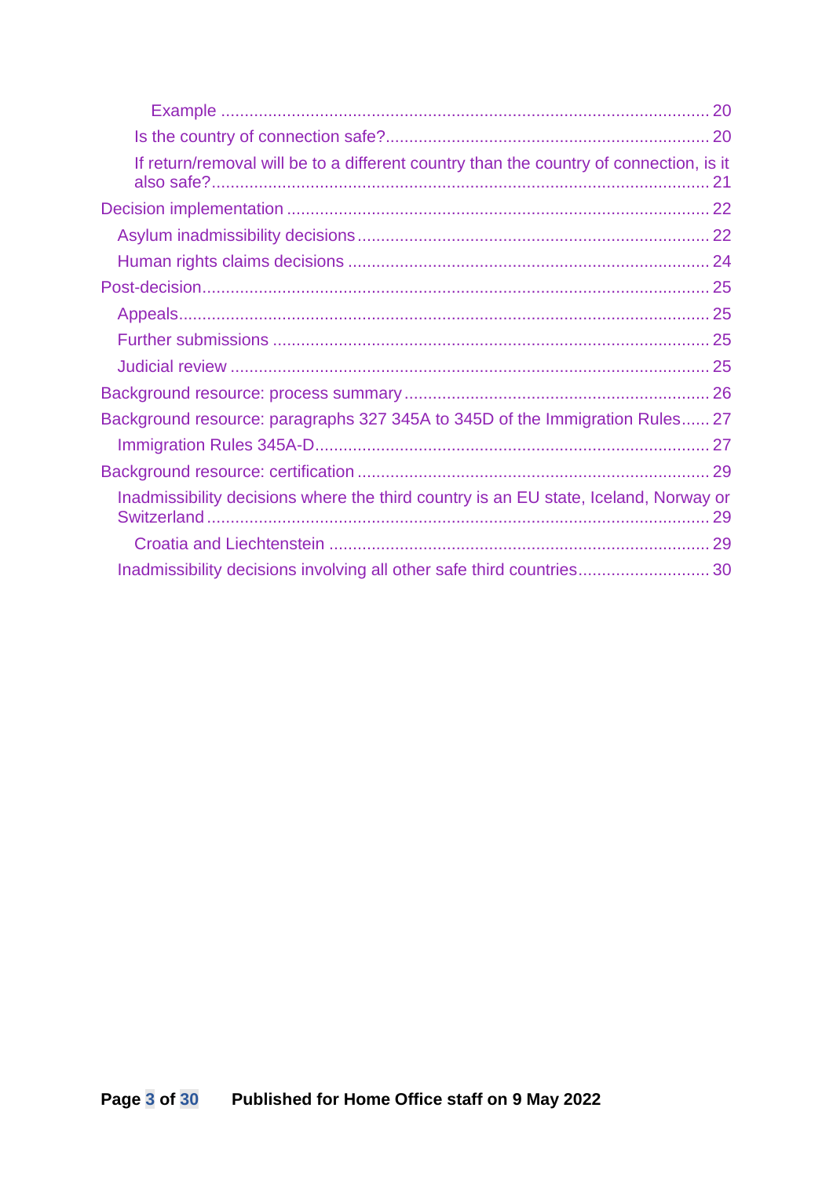- Example ... 20
- Is the country of connection safe? ... 20
- If return/removal will be to a different country than the country of connection, is it also safe? ... 21

Decision implementation ... 22

- Asylum inadmissibility decisions ... 22
- Human rights claims decisions ... 24

Post-decision ... 25

- Appeals ... 25
- Further submissions ... 25
- Judicial review ... 25

Background resource: process summary ... 26

Background resource: paragraphs 327 345A to 345D of the Immigration Rules ... 27

- Immigration Rules 345A-D ... 27

Background resource: certification ... 29

- Inadmissibility decisions where the third country is an EU state, Iceland, Norway or Switzerland ... 29
  - Croatia and Liechtenstein ... 29
- Inadmissibility decisions involving all other safe third countries ... 30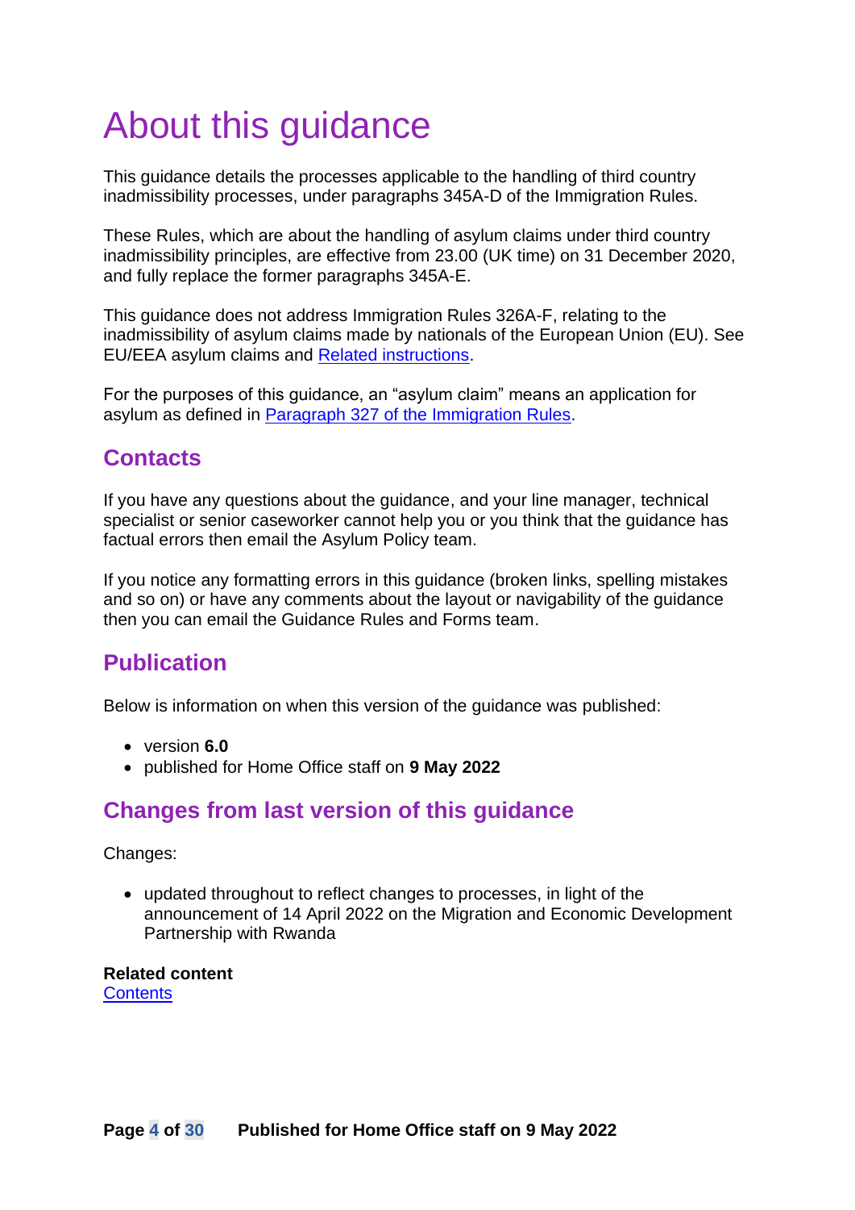# About this guidance

This guidance details the processes applicable to the handling of third country inadmissibility processes, under paragraphs 345A-D of the Immigration Rules.

These Rules, which are about the handling of asylum claims under third country inadmissibility principles, are effective from 23.00 (UK time) on 31 December 2020, and fully replace the former paragraphs 345A-E.

This guidance does not address Immigration Rules 326A-F, relating to the inadmissibility of asylum claims made by nationals of the European Union (EU). See EU/EEA asylum claims and Related instructions.

For the purposes of this guidance, an "asylum claim" means an application for asylum as defined in Paragraph 327 of the Immigration Rules.

## Contacts

If you have any questions about the guidance, and your line manager, technical specialist or senior caseworker cannot help you or you think that the guidance has factual errors then email the Asylum Policy team.

If you notice any formatting errors in this guidance (broken links, spelling mistakes and so on) or have any comments about the layout or navigability of the guidance then you can email the Guidance Rules and Forms team.

## Publication

Below is information on when this version of the guidance was published:

- version **6.0**
- published for Home Office staff on **9 May 2022**

## Changes from last version of this guidance

Changes:

- updated throughout to reflect changes to processes, in light of the announcement of 14 April 2022 on the Migration and Economic Development Partnership with Rwanda

**Related content**
Contents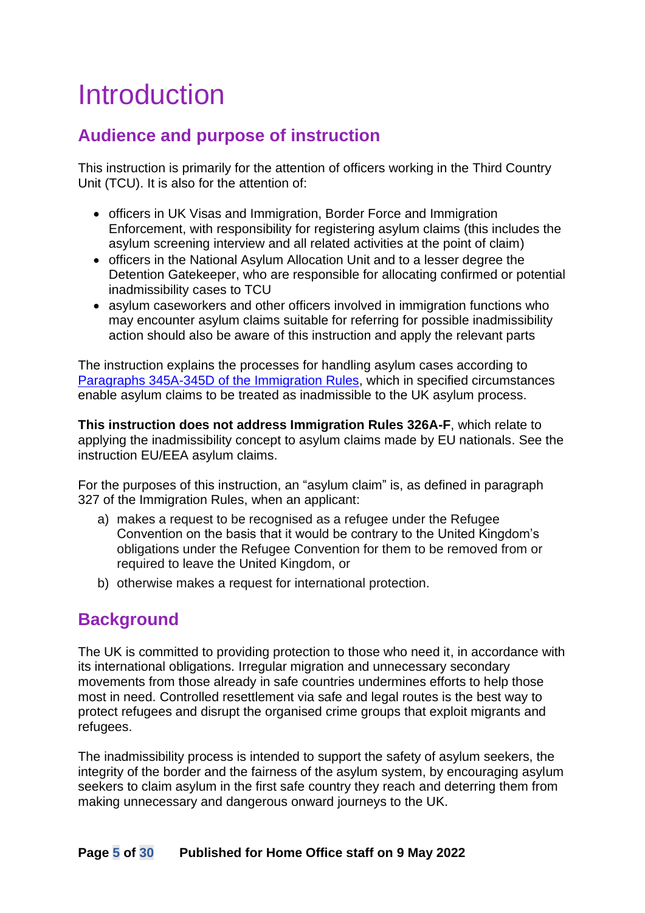# Introduction

## Audience and purpose of instruction

This instruction is primarily for the attention of officers working in the Third Country Unit (TCU). It is also for the attention of:

- officers in UK Visas and Immigration, Border Force and Immigration Enforcement, with responsibility for registering asylum claims (this includes the asylum screening interview and all related activities at the point of claim)
- officers in the National Asylum Allocation Unit and to a lesser degree the Detention Gatekeeper, who are responsible for allocating confirmed or potential inadmissibility cases to TCU
- asylum caseworkers and other officers involved in immigration functions who may encounter asylum claims suitable for referring for possible inadmissibility action should also be aware of this instruction and apply the relevant parts

The instruction explains the processes for handling asylum cases according to [Paragraphs 345A-345D of the Immigration Rules](), which in specified circumstances enable asylum claims to be treated as inadmissible to the UK asylum process.

**This instruction does not address Immigration Rules 326A-F**, which relate to applying the inadmissibility concept to asylum claims made by EU nationals. See the instruction EU/EEA asylum claims.

For the purposes of this instruction, an "asylum claim" is, as defined in paragraph 327 of the Immigration Rules, when an applicant:

a) makes a request to be recognised as a refugee under the Refugee Convention on the basis that it would be contrary to the United Kingdom's obligations under the Refugee Convention for them to be removed from or required to leave the United Kingdom, or

b) otherwise makes a request for international protection.

## Background

The UK is committed to providing protection to those who need it, in accordance with its international obligations. Irregular migration and unnecessary secondary movements from those already in safe countries undermines efforts to help those most in need. Controlled resettlement via safe and legal routes is the best way to protect refugees and disrupt the organised crime groups that exploit migrants and refugees.

The inadmissibility process is intended to support the safety of asylum seekers, the integrity of the border and the fairness of the asylum system, by encouraging asylum seekers to claim asylum in the first safe country they reach and deterring them from making unnecessary and dangerous onward journeys to the UK.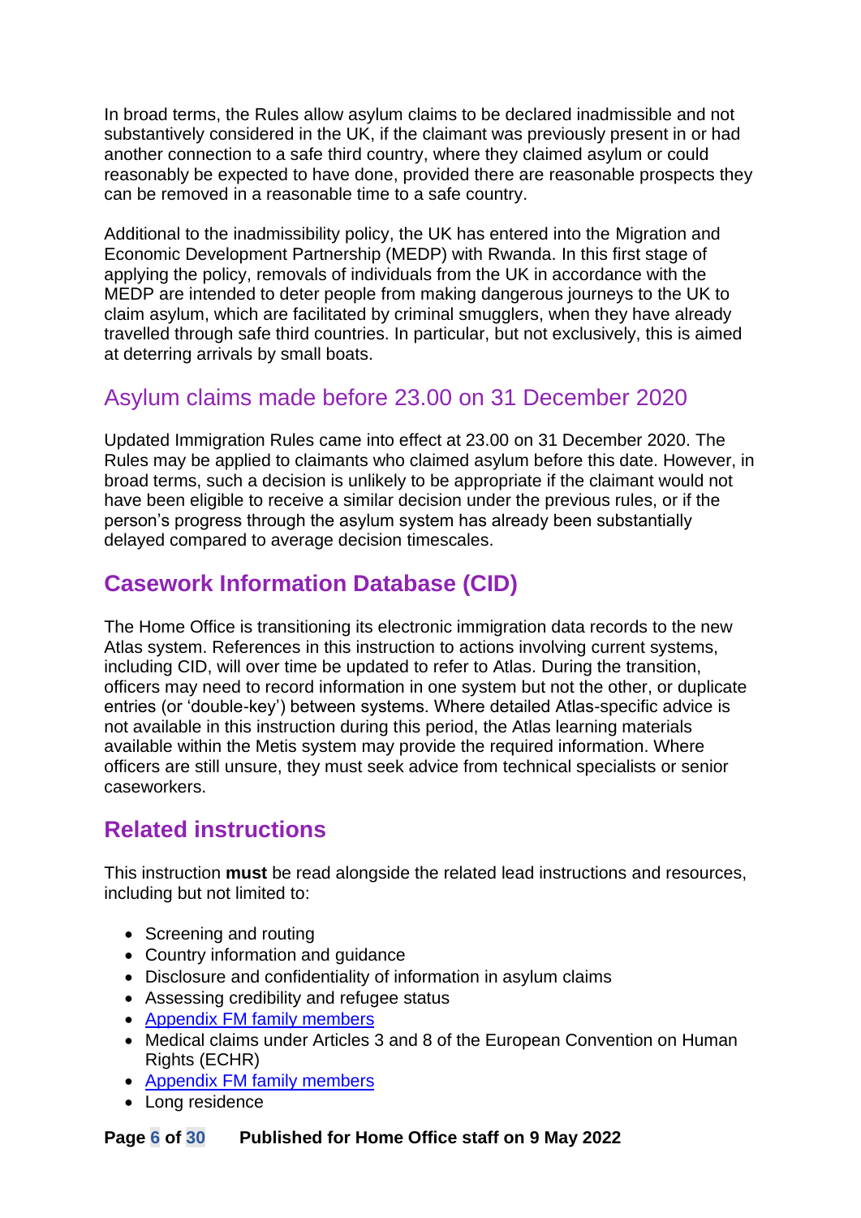In broad terms, the Rules allow asylum claims to be declared inadmissible and not substantively considered in the UK, if the claimant was previously present in or had another connection to a safe third country, where they claimed asylum or could reasonably be expected to have done, provided there are reasonable prospects they can be removed in a reasonable time to a safe country.

Additional to the inadmissibility policy, the UK has entered into the Migration and Economic Development Partnership (MEDP) with Rwanda. In this first stage of applying the policy, removals of individuals from the UK in accordance with the MEDP are intended to deter people from making dangerous journeys to the UK to claim asylum, which are facilitated by criminal smugglers, when they have already travelled through safe third countries. In particular, but not exclusively, this is aimed at deterring arrivals by small boats.

## Asylum claims made before 23.00 on 31 December 2020

Updated Immigration Rules came into effect at 23.00 on 31 December 2020. The Rules may be applied to claimants who claimed asylum before this date. However, in broad terms, such a decision is unlikely to be appropriate if the claimant would not have been eligible to receive a similar decision under the previous rules, or if the person's progress through the asylum system has already been substantially delayed compared to average decision timescales.

## Casework Information Database (CID)

The Home Office is transitioning its electronic immigration data records to the new Atlas system. References in this instruction to actions involving current systems, including CID, will over time be updated to refer to Atlas. During the transition, officers may need to record information in one system but not the other, or duplicate entries (or 'double-key') between systems. Where detailed Atlas-specific advice is not available in this instruction during this period, the Atlas learning materials available within the Metis system may provide the required information. Where officers are still unsure, they must seek advice from technical specialists or senior caseworkers.

## Related instructions

This instruction **must** be read alongside the related lead instructions and resources, including but not limited to:

- Screening and routing
- Country information and guidance
- Disclosure and confidentiality of information in asylum claims
- Assessing credibility and refugee status
- Appendix FM family members
- Medical claims under Articles 3 and 8 of the European Convention on Human Rights (ECHR)
- Appendix FM family members
- Long residence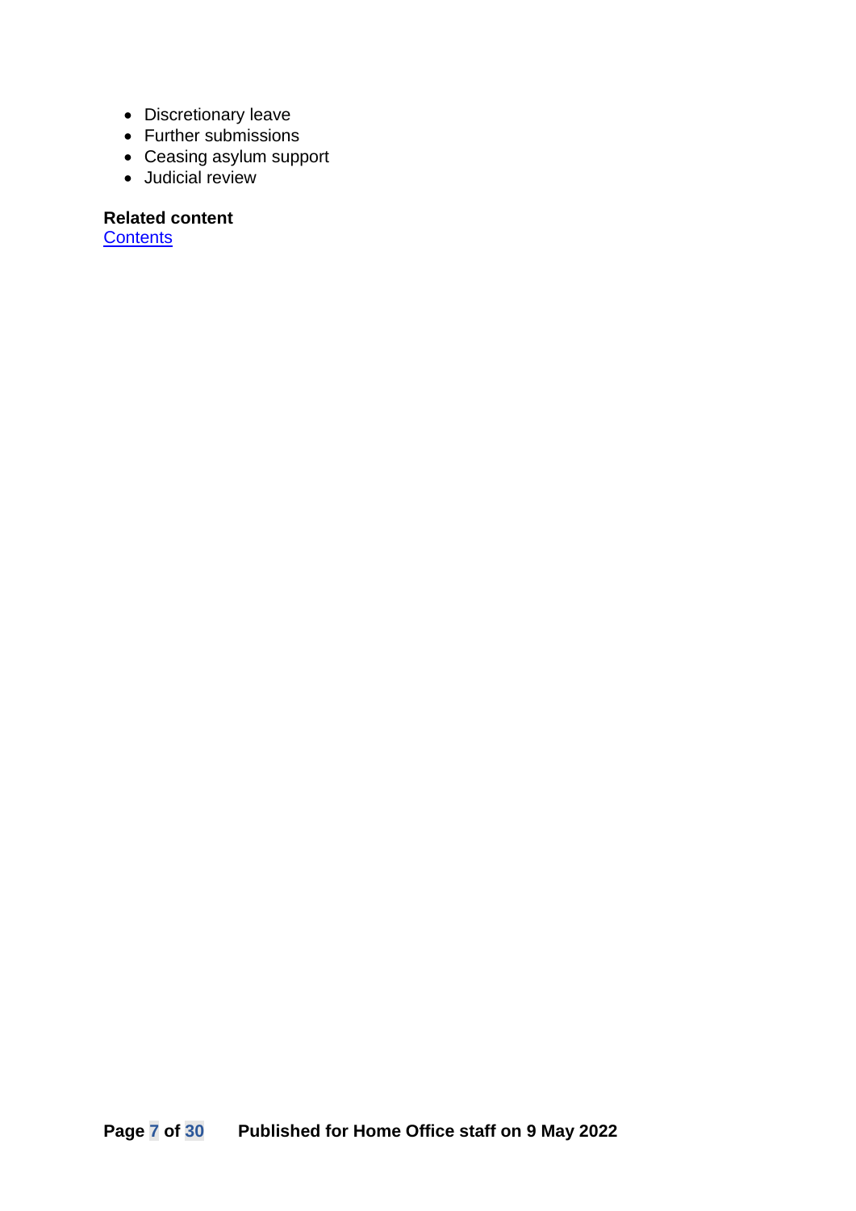- Discretionary leave
- Further submissions
- Ceasing asylum support
- Judicial review

**Related content**
[Contents]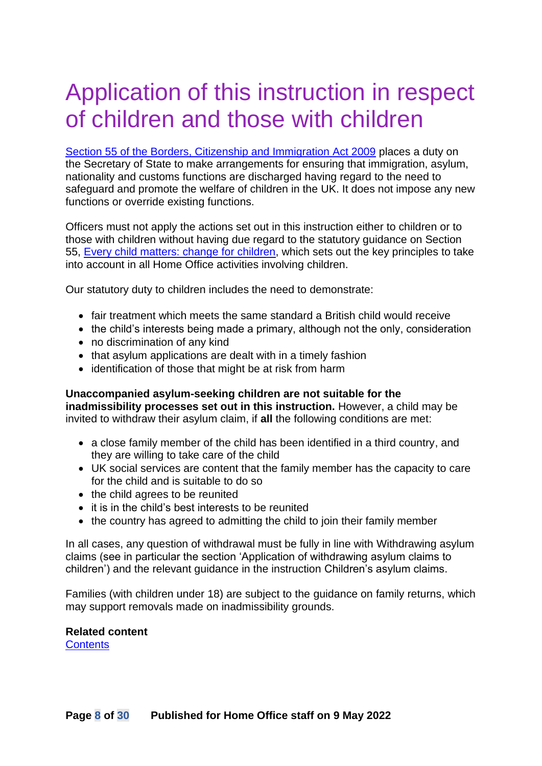# Application of this instruction in respect of children and those with children

[Section 55 of the Borders, Citizenship and Immigration Act 2009](#) places a duty on the Secretary of State to make arrangements for ensuring that immigration, asylum, nationality and customs functions are discharged having regard to the need to safeguard and promote the welfare of children in the UK. It does not impose any new functions or override existing functions.

Officers must not apply the actions set out in this instruction either to children or to those with children without having due regard to the statutory guidance on Section 55, [Every child matters: change for children](#), which sets out the key principles to take into account in all Home Office activities involving children.

Our statutory duty to children includes the need to demonstrate:

- fair treatment which meets the same standard a British child would receive
- the child's interests being made a primary, although not the only, consideration
- no discrimination of any kind
- that asylum applications are dealt with in a timely fashion
- identification of those that might be at risk from harm

**Unaccompanied asylum-seeking children are not suitable for the inadmissibility processes set out in this instruction.** However, a child may be invited to withdraw their asylum claim, if **all** the following conditions are met:

- a close family member of the child has been identified in a third country, and they are willing to take care of the child
- UK social services are content that the family member has the capacity to care for the child and is suitable to do so
- the child agrees to be reunited
- it is in the child's best interests to be reunited
- the country has agreed to admitting the child to join their family member

In all cases, any question of withdrawal must be fully in line with Withdrawing asylum claims (see in particular the section 'Application of withdrawing asylum claims to children') and the relevant guidance in the instruction Children's asylum claims.

Families (with children under 18) are subject to the guidance on family returns, which may support removals made on inadmissibility grounds.

**Related content**
[Contents](#)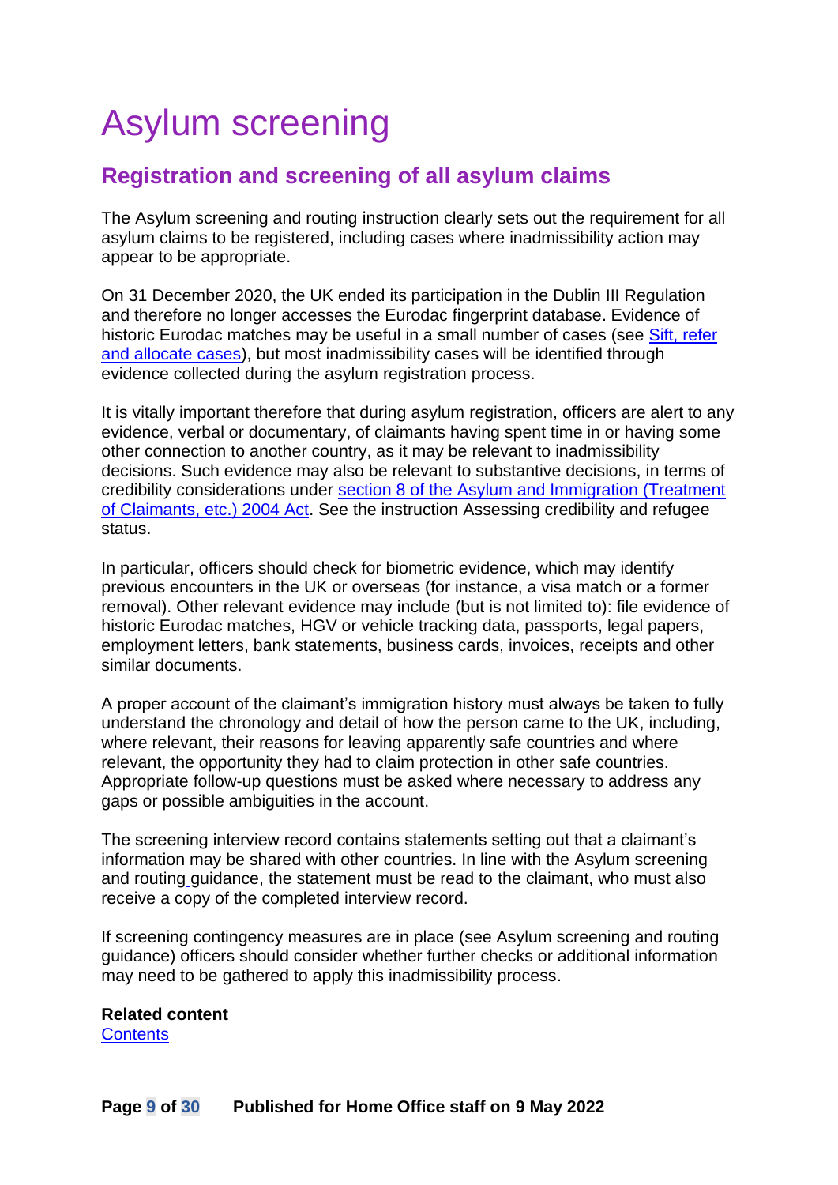# Asylum screening

## Registration and screening of all asylum claims

The Asylum screening and routing instruction clearly sets out the requirement for all asylum claims to be registered, including cases where inadmissibility action may appear to be appropriate.

On 31 December 2020, the UK ended its participation in the Dublin III Regulation and therefore no longer accesses the Eurodac fingerprint database. Evidence of historic Eurodac matches may be useful in a small number of cases (see [Sift, refer and allocate cases](#)), but most inadmissibility cases will be identified through evidence collected during the asylum registration process.

It is vitally important therefore that during asylum registration, officers are alert to any evidence, verbal or documentary, of claimants having spent time in or having some other connection to another country, as it may be relevant to inadmissibility decisions. Such evidence may also be relevant to substantive decisions, in terms of credibility considerations under [section 8 of the Asylum and Immigration (Treatment of Claimants, etc.) 2004 Act](#). See the instruction Assessing credibility and refugee status.

In particular, officers should check for biometric evidence, which may identify previous encounters in the UK or overseas (for instance, a visa match or a former removal). Other relevant evidence may include (but is not limited to): file evidence of historic Eurodac matches, HGV or vehicle tracking data, passports, legal papers, employment letters, bank statements, business cards, invoices, receipts and other similar documents.

A proper account of the claimant's immigration history must always be taken to fully understand the chronology and detail of how the person came to the UK, including, where relevant, their reasons for leaving apparently safe countries and where relevant, the opportunity they had to claim protection in other safe countries. Appropriate follow-up questions must be asked where necessary to address any gaps or possible ambiguities in the account.

The screening interview record contains statements setting out that a claimant's information may be shared with other countries. In line with the Asylum screening and routing guidance, the statement must be read to the claimant, who must also receive a copy of the completed interview record.

If screening contingency measures are in place (see Asylum screening and routing guidance) officers should consider whether further checks or additional information may need to be gathered to apply this inadmissibility process.

**Related content**
[Contents](#)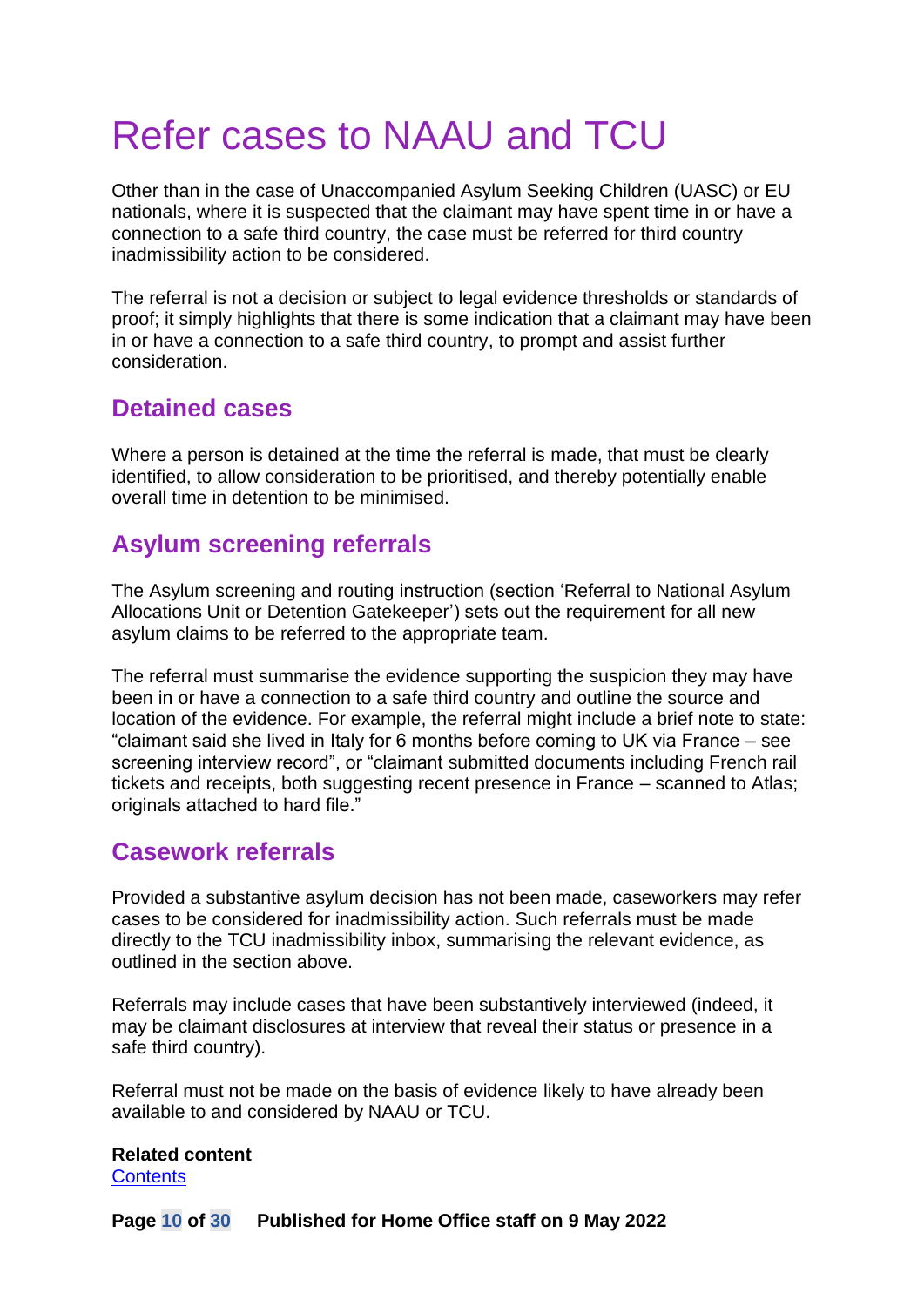# Refer cases to NAAU and TCU

Other than in the case of Unaccompanied Asylum Seeking Children (UASC) or EU nationals, where it is suspected that the claimant may have spent time in or have a connection to a safe third country, the case must be referred for third country inadmissibility action to be considered.

The referral is not a decision or subject to legal evidence thresholds or standards of proof; it simply highlights that there is some indication that a claimant may have been in or have a connection to a safe third country, to prompt and assist further consideration.

## Detained cases

Where a person is detained at the time the referral is made, that must be clearly identified, to allow consideration to be prioritised, and thereby potentially enable overall time in detention to be minimised.

## Asylum screening referrals

The Asylum screening and routing instruction (section 'Referral to National Asylum Allocations Unit or Detention Gatekeeper') sets out the requirement for all new asylum claims to be referred to the appropriate team.

The referral must summarise the evidence supporting the suspicion they may have been in or have a connection to a safe third country and outline the source and location of the evidence. For example, the referral might include a brief note to state: "claimant said she lived in Italy for 6 months before coming to UK via France – see screening interview record", or "claimant submitted documents including French rail tickets and receipts, both suggesting recent presence in France – scanned to Atlas; originals attached to hard file."

## Casework referrals

Provided a substantive asylum decision has not been made, caseworkers may refer cases to be considered for inadmissibility action. Such referrals must be made directly to the TCU inadmissibility inbox, summarising the relevant evidence, as outlined in the section above.

Referrals may include cases that have been substantively interviewed (indeed, it may be claimant disclosures at interview that reveal their status or presence in a safe third country).

Referral must not be made on the basis of evidence likely to have already been available to and considered by NAAU or TCU.

**Related content**
[Contents]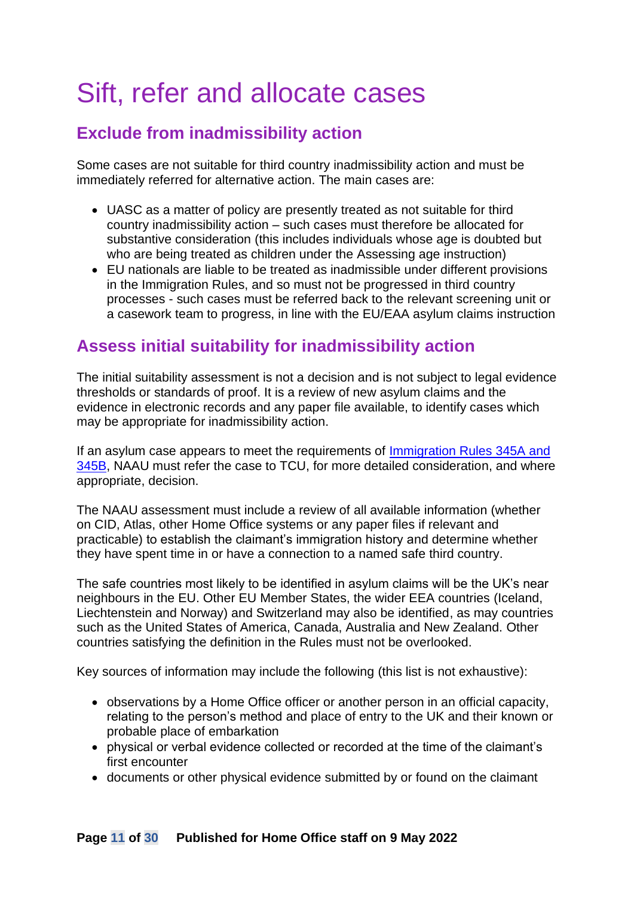# Sift, refer and allocate cases

## Exclude from inadmissibility action

Some cases are not suitable for third country inadmissibility action and must be immediately referred for alternative action. The main cases are:

- UASC as a matter of policy are presently treated as not suitable for third country inadmissibility action – such cases must therefore be allocated for substantive consideration (this includes individuals whose age is doubted but who are being treated as children under the Assessing age instruction)
- EU nationals are liable to be treated as inadmissible under different provisions in the Immigration Rules, and so must not be progressed in third country processes - such cases must be referred back to the relevant screening unit or a casework team to progress, in line with the EU/EAA asylum claims instruction

## Assess initial suitability for inadmissibility action

The initial suitability assessment is not a decision and is not subject to legal evidence thresholds or standards of proof. It is a review of new asylum claims and the evidence in electronic records and any paper file available, to identify cases which may be appropriate for inadmissibility action.

If an asylum case appears to meet the requirements of [Immigration Rules 345A and 345B](), NAAU must refer the case to TCU, for more detailed consideration, and where appropriate, decision.

The NAAU assessment must include a review of all available information (whether on CID, Atlas, other Home Office systems or any paper files if relevant and practicable) to establish the claimant's immigration history and determine whether they have spent time in or have a connection to a named safe third country.

The safe countries most likely to be identified in asylum claims will be the UK's near neighbours in the EU. Other EU Member States, the wider EEA countries (Iceland, Liechtenstein and Norway) and Switzerland may also be identified, as may countries such as the United States of America, Canada, Australia and New Zealand. Other countries satisfying the definition in the Rules must not be overlooked.

Key sources of information may include the following (this list is not exhaustive):

- observations by a Home Office officer or another person in an official capacity, relating to the person's method and place of entry to the UK and their known or probable place of embarkation
- physical or verbal evidence collected or recorded at the time of the claimant's first encounter
- documents or other physical evidence submitted by or found on the claimant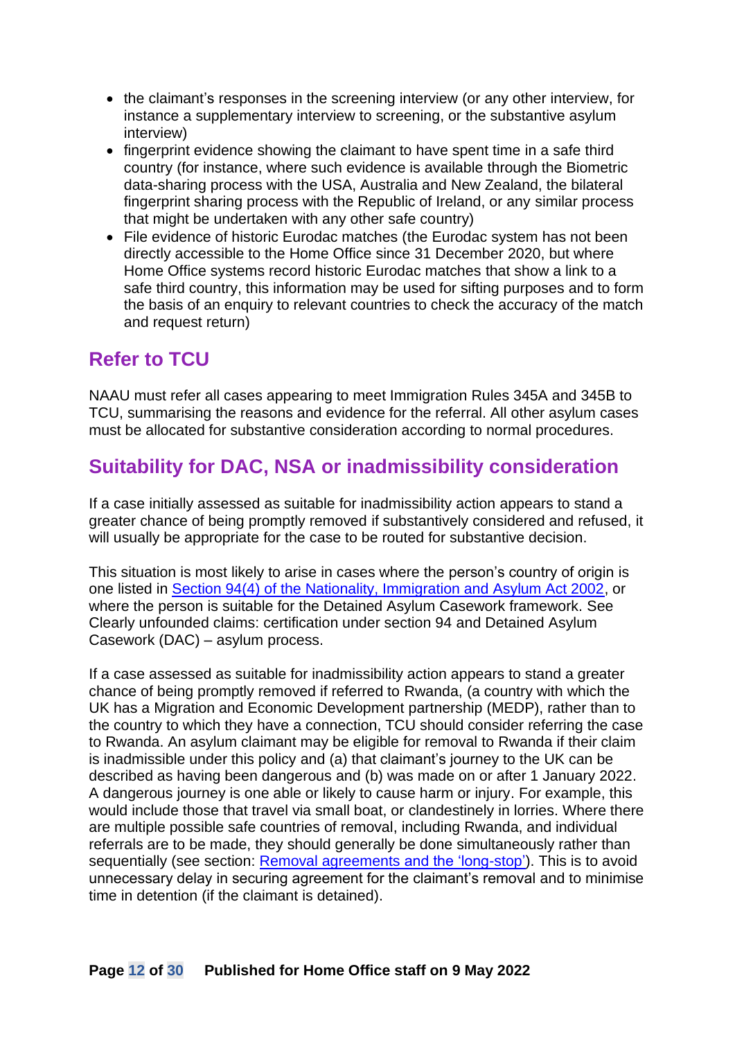- the claimant's responses in the screening interview (or any other interview, for instance a supplementary interview to screening, or the substantive asylum interview)
- fingerprint evidence showing the claimant to have spent time in a safe third country (for instance, where such evidence is available through the Biometric data-sharing process with the USA, Australia and New Zealand, the bilateral fingerprint sharing process with the Republic of Ireland, or any similar process that might be undertaken with any other safe country)
- File evidence of historic Eurodac matches (the Eurodac system has not been directly accessible to the Home Office since 31 December 2020, but where Home Office systems record historic Eurodac matches that show a link to a safe third country, this information may be used for sifting purposes and to form the basis of an enquiry to relevant countries to check the accuracy of the match and request return)

## Refer to TCU

NAAU must refer all cases appearing to meet Immigration Rules 345A and 345B to TCU, summarising the reasons and evidence for the referral. All other asylum cases must be allocated for substantive consideration according to normal procedures.

## Suitability for DAC, NSA or inadmissibility consideration

If a case initially assessed as suitable for inadmissibility action appears to stand a greater chance of being promptly removed if substantively considered and refused, it will usually be appropriate for the case to be routed for substantive decision.

This situation is most likely to arise in cases where the person's country of origin is one listed in [Section 94(4) of the Nationality, Immigration and Asylum Act 2002](), or where the person is suitable for the Detained Asylum Casework framework. See Clearly unfounded claims: certification under section 94 and Detained Asylum Casework (DAC) – asylum process.

If a case assessed as suitable for inadmissibility action appears to stand a greater chance of being promptly removed if referred to Rwanda, (a country with which the UK has a Migration and Economic Development partnership (MEDP), rather than to the country to which they have a connection, TCU should consider referring the case to Rwanda. An asylum claimant may be eligible for removal to Rwanda if their claim is inadmissible under this policy and (a) that claimant's journey to the UK can be described as having been dangerous and (b) was made on or after 1 January 2022. A dangerous journey is one able or likely to cause harm or injury. For example, this would include those that travel via small boat, or clandestinely in lorries. Where there are multiple possible safe countries of removal, including Rwanda, and individual referrals are to be made, they should generally be done simultaneously rather than sequentially (see section: [Removal agreements and the 'long-stop']()). This is to avoid unnecessary delay in securing agreement for the claimant's removal and to minimise time in detention (if the claimant is detained).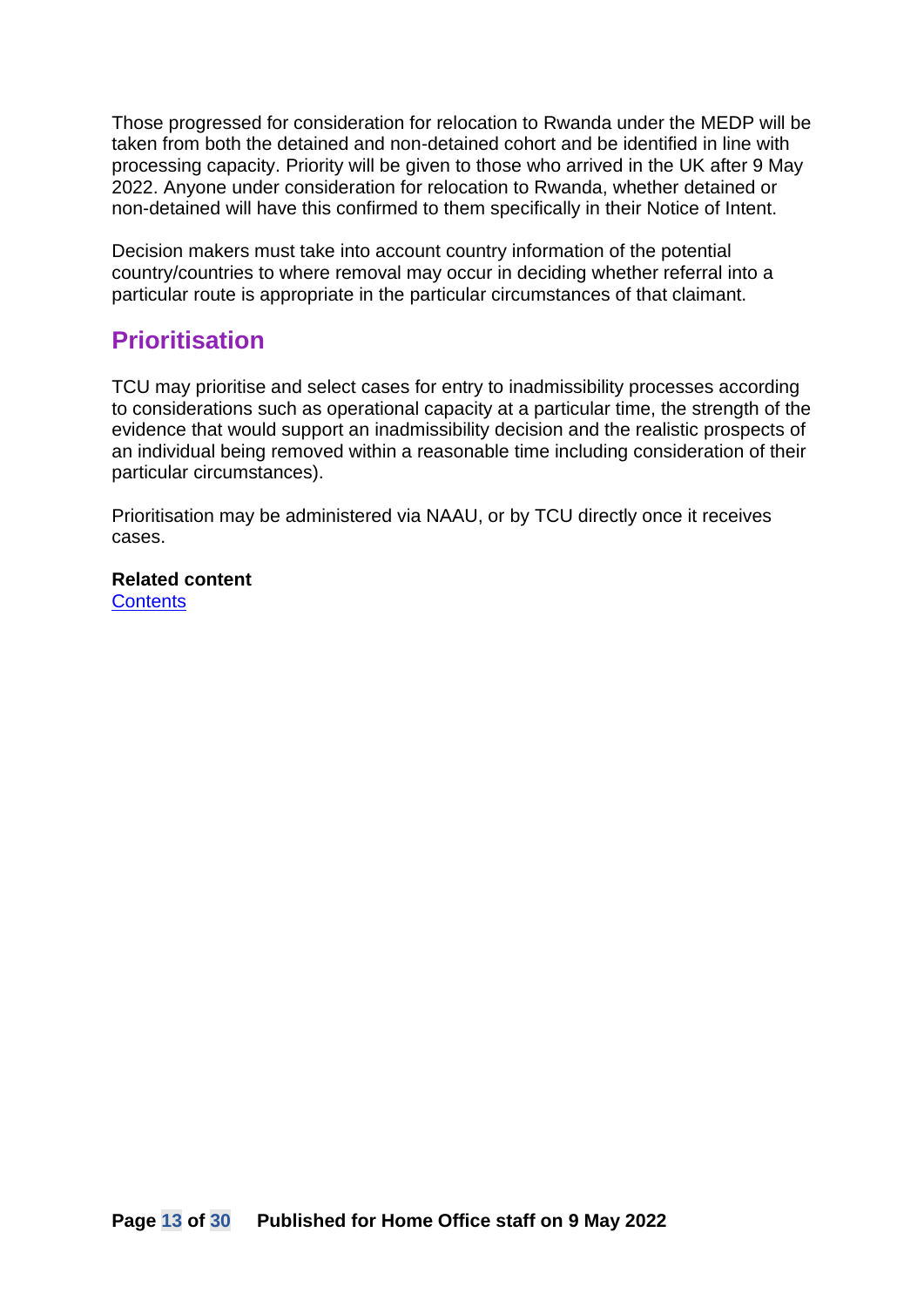Those progressed for consideration for relocation to Rwanda under the MEDP will be taken from both the detained and non-detained cohort and be identified in line with processing capacity. Priority will be given to those who arrived in the UK after 9 May 2022. Anyone under consideration for relocation to Rwanda, whether detained or non-detained will have this confirmed to them specifically in their Notice of Intent.

Decision makers must take into account country information of the potential country/countries to where removal may occur in deciding whether referral into a particular route is appropriate in the particular circumstances of that claimant.

## Prioritisation

TCU may prioritise and select cases for entry to inadmissibility processes according to considerations such as operational capacity at a particular time, the strength of the evidence that would support an inadmissibility decision and the realistic prospects of an individual being removed within a reasonable time including consideration of their particular circumstances).

Prioritisation may be administered via NAAU, or by TCU directly once it receives cases.

**Related content**
Contents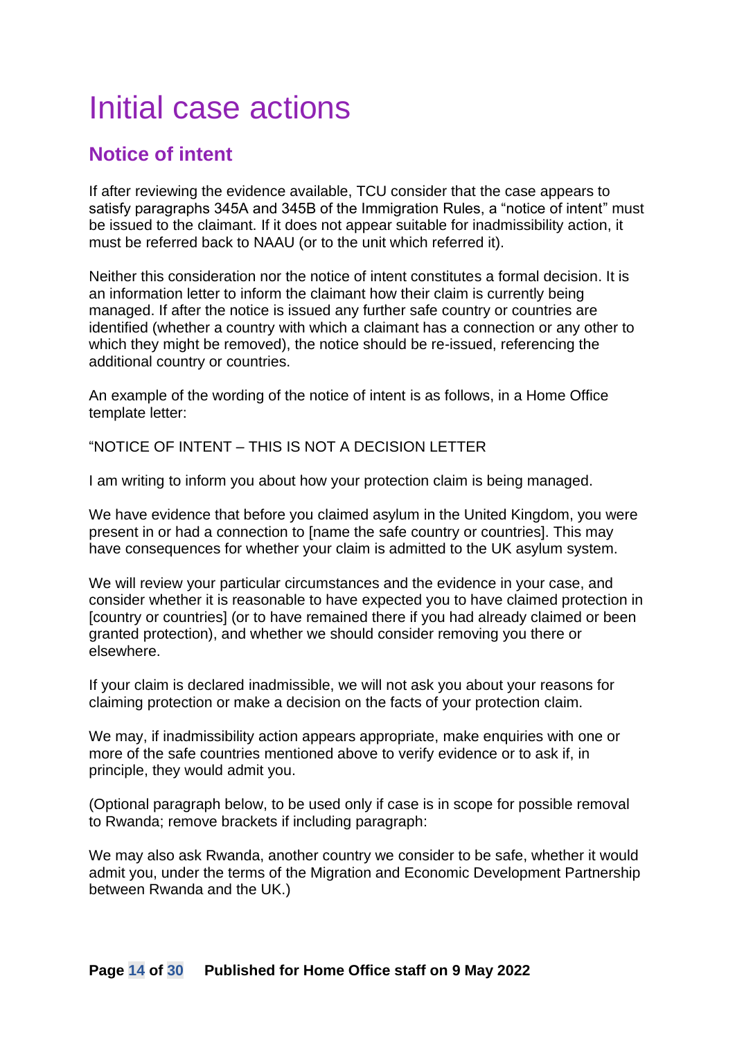# Initial case actions

## Notice of intent

If after reviewing the evidence available, TCU consider that the case appears to satisfy paragraphs 345A and 345B of the Immigration Rules, a "notice of intent" must be issued to the claimant. If it does not appear suitable for inadmissibility action, it must be referred back to NAAU (or to the unit which referred it).

Neither this consideration nor the notice of intent constitutes a formal decision. It is an information letter to inform the claimant how their claim is currently being managed. If after the notice is issued any further safe country or countries are identified (whether a country with which a claimant has a connection or any other to which they might be removed), the notice should be re-issued, referencing the additional country or countries.

An example of the wording of the notice of intent is as follows, in a Home Office template letter:

"NOTICE OF INTENT – THIS IS NOT A DECISION LETTER

I am writing to inform you about how your protection claim is being managed.

We have evidence that before you claimed asylum in the United Kingdom, you were present in or had a connection to [name the safe country or countries]. This may have consequences for whether your claim is admitted to the UK asylum system.

We will review your particular circumstances and the evidence in your case, and consider whether it is reasonable to have expected you to have claimed protection in [country or countries] (or to have remained there if you had already claimed or been granted protection), and whether we should consider removing you there or elsewhere.

If your claim is declared inadmissible, we will not ask you about your reasons for claiming protection or make a decision on the facts of your protection claim.

We may, if inadmissibility action appears appropriate, make enquiries with one or more of the safe countries mentioned above to verify evidence or to ask if, in principle, they would admit you.

(Optional paragraph below, to be used only if case is in scope for possible removal to Rwanda; remove brackets if including paragraph:

We may also ask Rwanda, another country we consider to be safe, whether it would admit you, under the terms of the Migration and Economic Development Partnership between Rwanda and the UK.)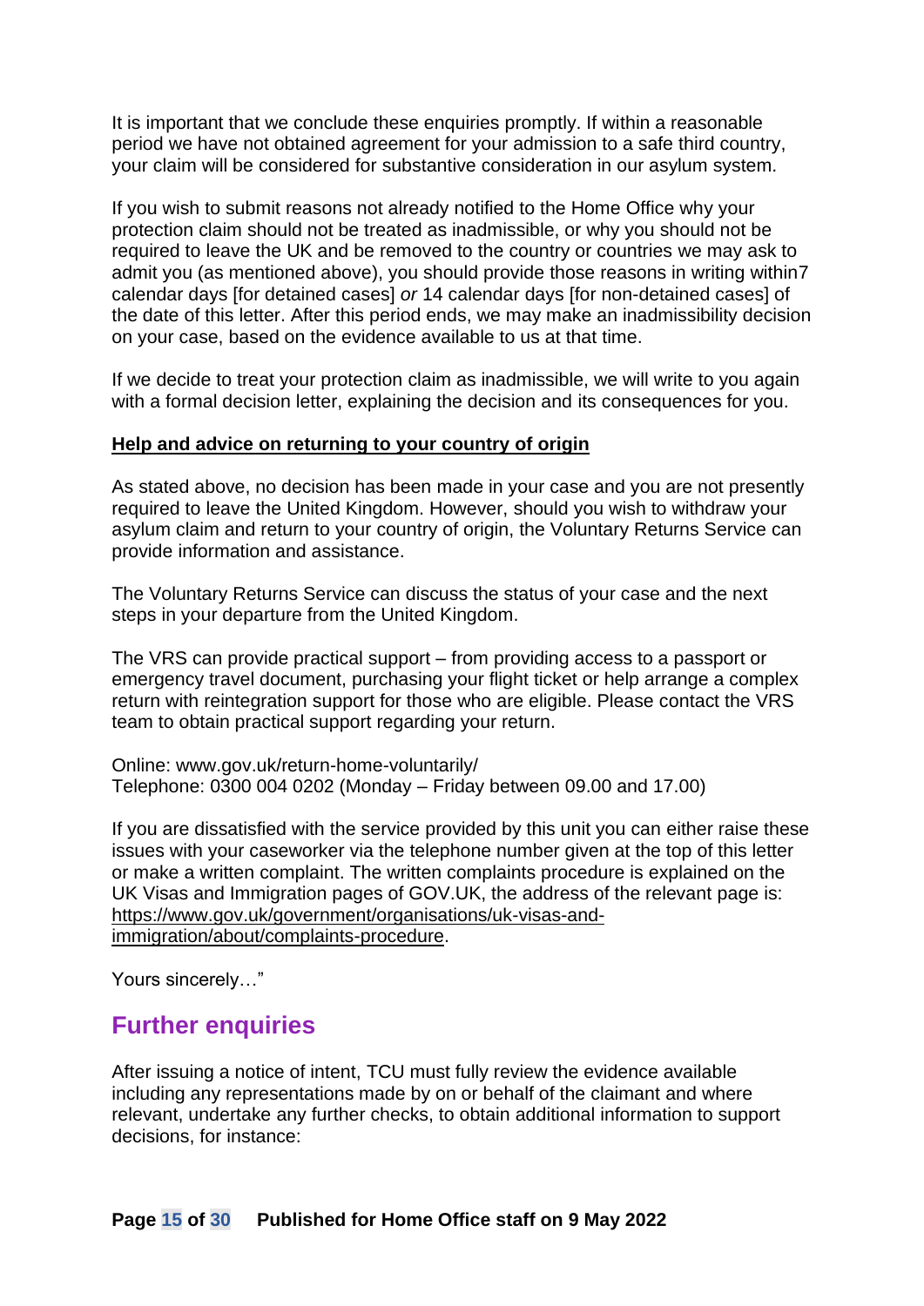It is important that we conclude these enquiries promptly. If within a reasonable period we have not obtained agreement for your admission to a safe third country, your claim will be considered for substantive consideration in our asylum system.

If you wish to submit reasons not already notified to the Home Office why your protection claim should not be treated as inadmissible, or why you should not be required to leave the UK and be removed to the country or countries we may ask to admit you (as mentioned above), you should provide those reasons in writing within7 calendar days [for detained cases] *or* 14 calendar days [for non-detained cases] of the date of this letter. After this period ends, we may make an inadmissibility decision on your case, based on the evidence available to us at that time.

If we decide to treat your protection claim as inadmissible, we will write to you again with a formal decision letter, explaining the decision and its consequences for you.

**<u>Help and advice on returning to your country of origin</u>**

As stated above, no decision has been made in your case and you are not presently required to leave the United Kingdom. However, should you wish to withdraw your asylum claim and return to your country of origin, the Voluntary Returns Service can provide information and assistance.

The Voluntary Returns Service can discuss the status of your case and the next steps in your departure from the United Kingdom.

The VRS can provide practical support – from providing access to a passport or emergency travel document, purchasing your flight ticket or help arrange a complex return with reintegration support for those who are eligible. Please contact the VRS team to obtain practical support regarding your return.

Online: www.gov.uk/return-home-voluntarily/
Telephone: 0300 004 0202 (Monday – Friday between 09.00 and 17.00)

If you are dissatisfied with the service provided by this unit you can either raise these issues with your caseworker via the telephone number given at the top of this letter or make a written complaint. The written complaints procedure is explained on the UK Visas and Immigration pages of GOV.UK, the address of the relevant page is: https://www.gov.uk/government/organisations/uk-visas-and-immigration/about/complaints-procedure.

Yours sincerely…"

## Further enquiries

After issuing a notice of intent, TCU must fully review the evidence available including any representations made by on or behalf of the claimant and where relevant, undertake any further checks, to obtain additional information to support decisions, for instance: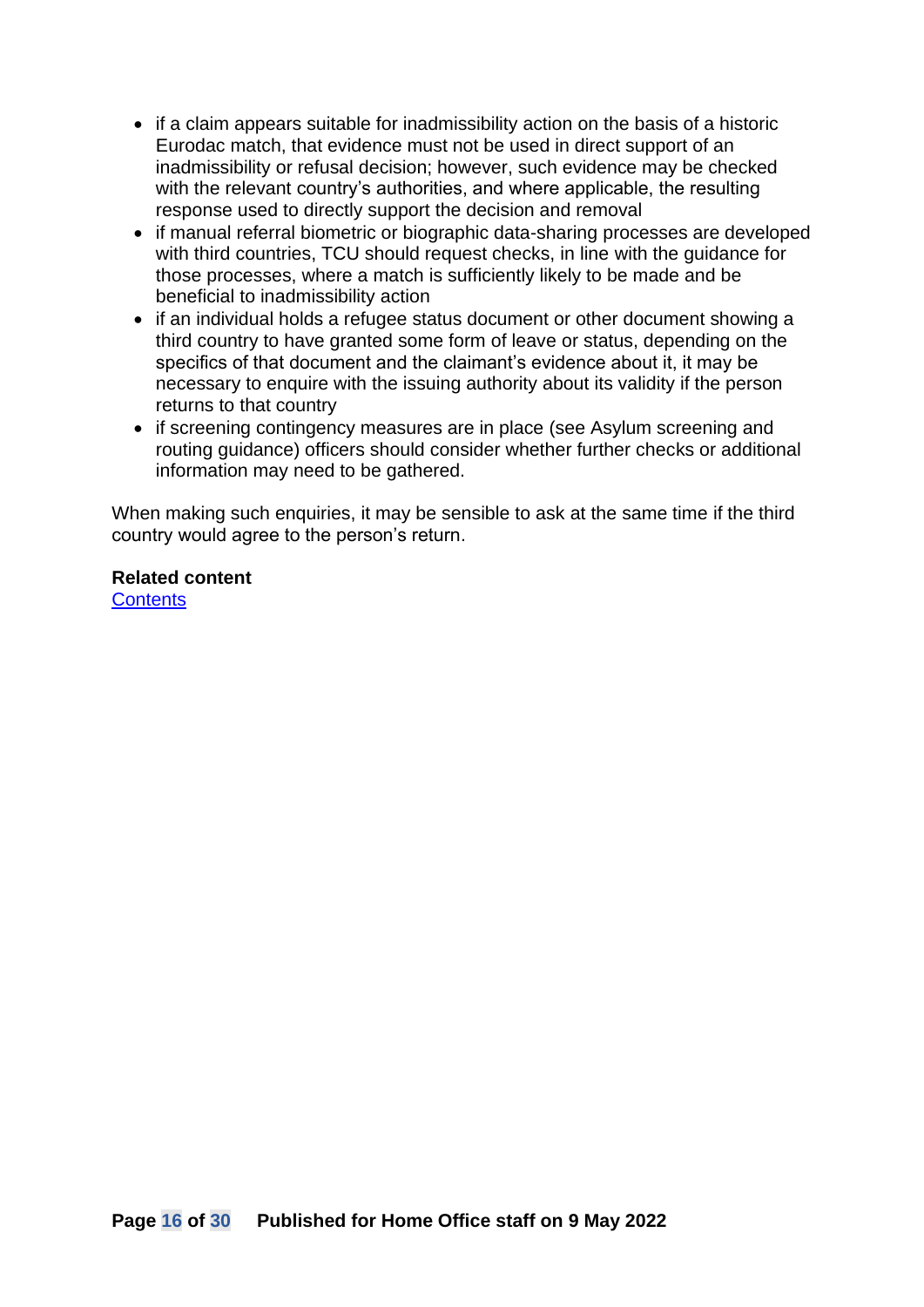- if a claim appears suitable for inadmissibility action on the basis of a historic Eurodac match, that evidence must not be used in direct support of an inadmissibility or refusal decision; however, such evidence may be checked with the relevant country's authorities, and where applicable, the resulting response used to directly support the decision and removal
- if manual referral biometric or biographic data-sharing processes are developed with third countries, TCU should request checks, in line with the guidance for those processes, where a match is sufficiently likely to be made and be beneficial to inadmissibility action
- if an individual holds a refugee status document or other document showing a third country to have granted some form of leave or status, depending on the specifics of that document and the claimant's evidence about it, it may be necessary to enquire with the issuing authority about its validity if the person returns to that country
- if screening contingency measures are in place (see Asylum screening and routing guidance) officers should consider whether further checks or additional information may need to be gathered.

When making such enquiries, it may be sensible to ask at the same time if the third country would agree to the person's return.

**Related content**
Contents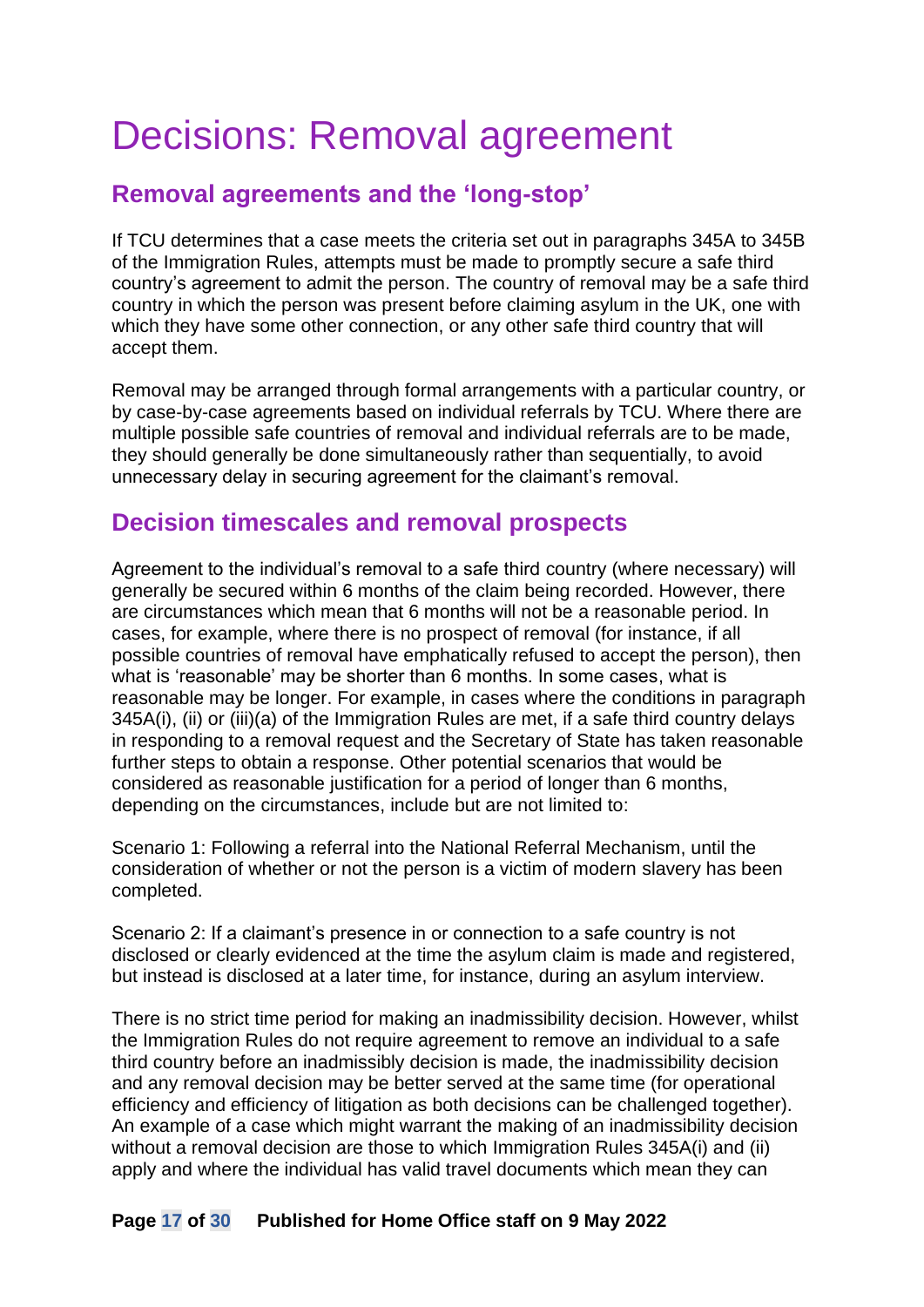# Decisions: Removal agreement

## Removal agreements and the 'long-stop'

If TCU determines that a case meets the criteria set out in paragraphs 345A to 345B of the Immigration Rules, attempts must be made to promptly secure a safe third country's agreement to admit the person. The country of removal may be a safe third country in which the person was present before claiming asylum in the UK, one with which they have some other connection, or any other safe third country that will accept them.

Removal may be arranged through formal arrangements with a particular country, or by case-by-case agreements based on individual referrals by TCU. Where there are multiple possible safe countries of removal and individual referrals are to be made, they should generally be done simultaneously rather than sequentially, to avoid unnecessary delay in securing agreement for the claimant's removal.

## Decision timescales and removal prospects

Agreement to the individual's removal to a safe third country (where necessary) will generally be secured within 6 months of the claim being recorded. However, there are circumstances which mean that 6 months will not be a reasonable period. In cases, for example, where there is no prospect of removal (for instance, if all possible countries of removal have emphatically refused to accept the person), then what is 'reasonable' may be shorter than 6 months. In some cases, what is reasonable may be longer. For example, in cases where the conditions in paragraph 345A(i), (ii) or (iii)(a) of the Immigration Rules are met, if a safe third country delays in responding to a removal request and the Secretary of State has taken reasonable further steps to obtain a response. Other potential scenarios that would be considered as reasonable justification for a period of longer than 6 months, depending on the circumstances, include but are not limited to:

Scenario 1: Following a referral into the National Referral Mechanism, until the consideration of whether or not the person is a victim of modern slavery has been completed.

Scenario 2: If a claimant's presence in or connection to a safe country is not disclosed or clearly evidenced at the time the asylum claim is made and registered, but instead is disclosed at a later time, for instance, during an asylum interview.

There is no strict time period for making an inadmissibility decision. However, whilst the Immigration Rules do not require agreement to remove an individual to a safe third country before an inadmissibly decision is made, the inadmissibility decision and any removal decision may be better served at the same time (for operational efficiency and efficiency of litigation as both decisions can be challenged together). An example of a case which might warrant the making of an inadmissibility decision without a removal decision are those to which Immigration Rules 345A(i) and (ii) apply and where the individual has valid travel documents which mean they can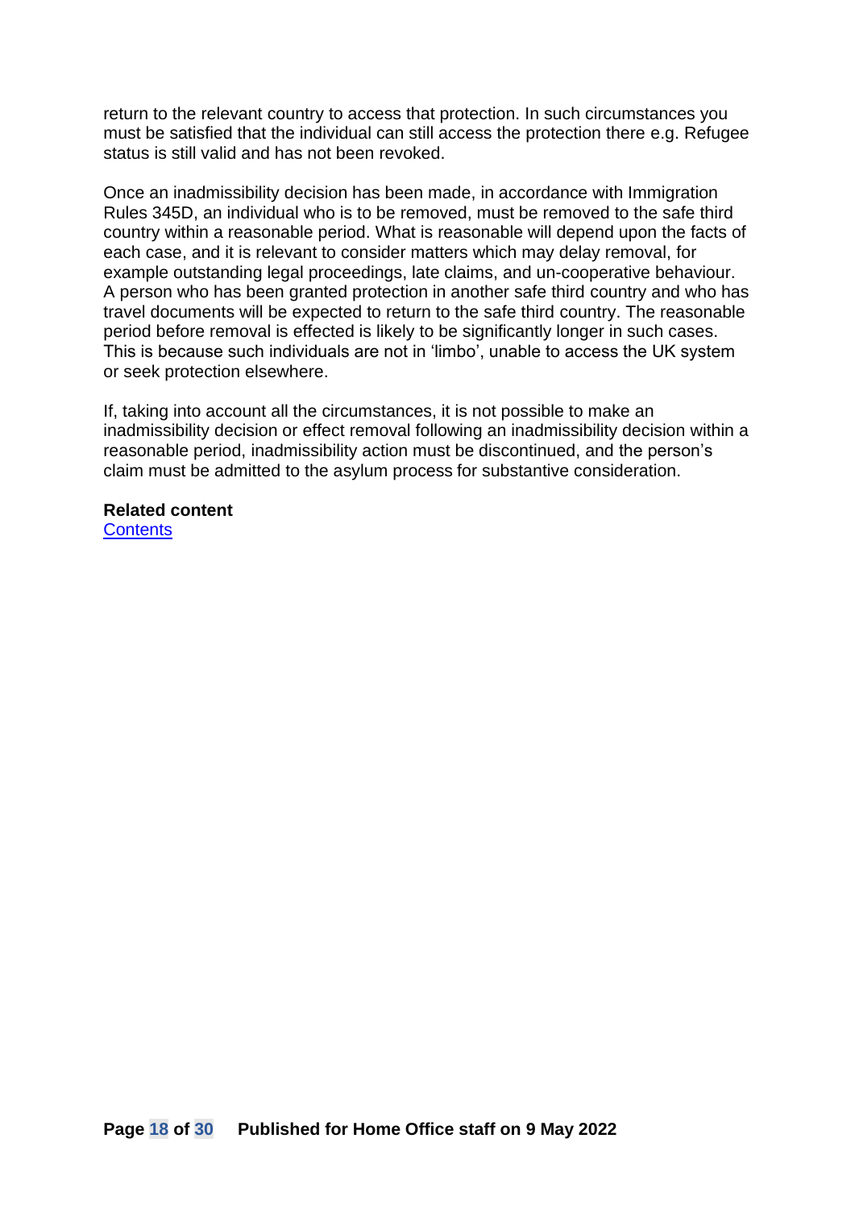return to the relevant country to access that protection. In such circumstances you must be satisfied that the individual can still access the protection there e.g. Refugee status is still valid and has not been revoked.

Once an inadmissibility decision has been made, in accordance with Immigration Rules 345D, an individual who is to be removed, must be removed to the safe third country within a reasonable period. What is reasonable will depend upon the facts of each case, and it is relevant to consider matters which may delay removal, for example outstanding legal proceedings, late claims, and un-cooperative behaviour. A person who has been granted protection in another safe third country and who has travel documents will be expected to return to the safe third country. The reasonable period before removal is effected is likely to be significantly longer in such cases. This is because such individuals are not in 'limbo', unable to access the UK system or seek protection elsewhere.

If, taking into account all the circumstances, it is not possible to make an inadmissibility decision or effect removal following an inadmissibility decision within a reasonable period, inadmissibility action must be discontinued, and the person's claim must be admitted to the asylum process for substantive consideration.

**Related content**
Contents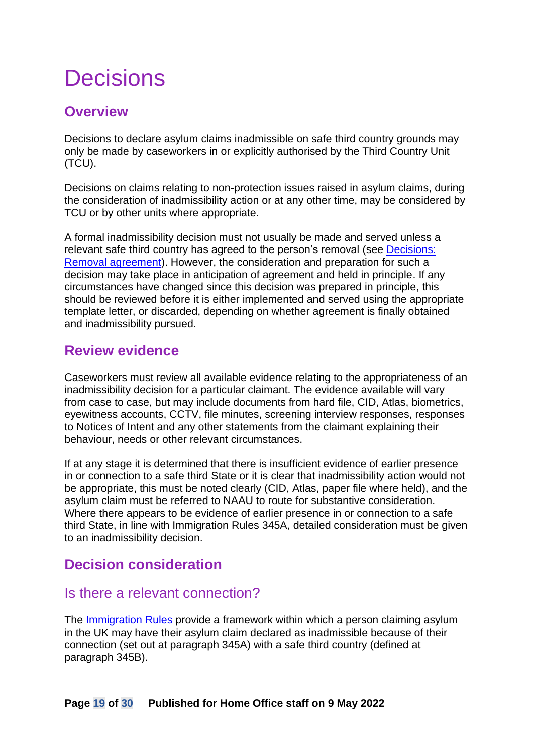# Decisions

## Overview

Decisions to declare asylum claims inadmissible on safe third country grounds may only be made by caseworkers in or explicitly authorised by the Third Country Unit (TCU).

Decisions on claims relating to non-protection issues raised in asylum claims, during the consideration of inadmissibility action or at any other time, may be considered by TCU or by other units where appropriate.

A formal inadmissibility decision must not usually be made and served unless a relevant safe third country has agreed to the person's removal (see [Decisions: Removal agreement]()). However, the consideration and preparation for such a decision may take place in anticipation of agreement and held in principle. If any circumstances have changed since this decision was prepared in principle, this should be reviewed before it is either implemented and served using the appropriate template letter, or discarded, depending on whether agreement is finally obtained and inadmissibility pursued.

## Review evidence

Caseworkers must review all available evidence relating to the appropriateness of an inadmissibility decision for a particular claimant. The evidence available will vary from case to case, but may include documents from hard file, CID, Atlas, biometrics, eyewitness accounts, CCTV, file minutes, screening interview responses, responses to Notices of Intent and any other statements from the claimant explaining their behaviour, needs or other relevant circumstances.

If at any stage it is determined that there is insufficient evidence of earlier presence in or connection to a safe third State or it is clear that inadmissibility action would not be appropriate, this must be noted clearly (CID, Atlas, paper file where held), and the asylum claim must be referred to NAAU to route for substantive consideration. Where there appears to be evidence of earlier presence in or connection to a safe third State, in line with Immigration Rules 345A, detailed consideration must be given to an inadmissibility decision.

## Decision consideration

### Is there a relevant connection?

The [Immigration Rules]() provide a framework within which a person claiming asylum in the UK may have their asylum claim declared as inadmissible because of their connection (set out at paragraph 345A) with a safe third country (defined at paragraph 345B).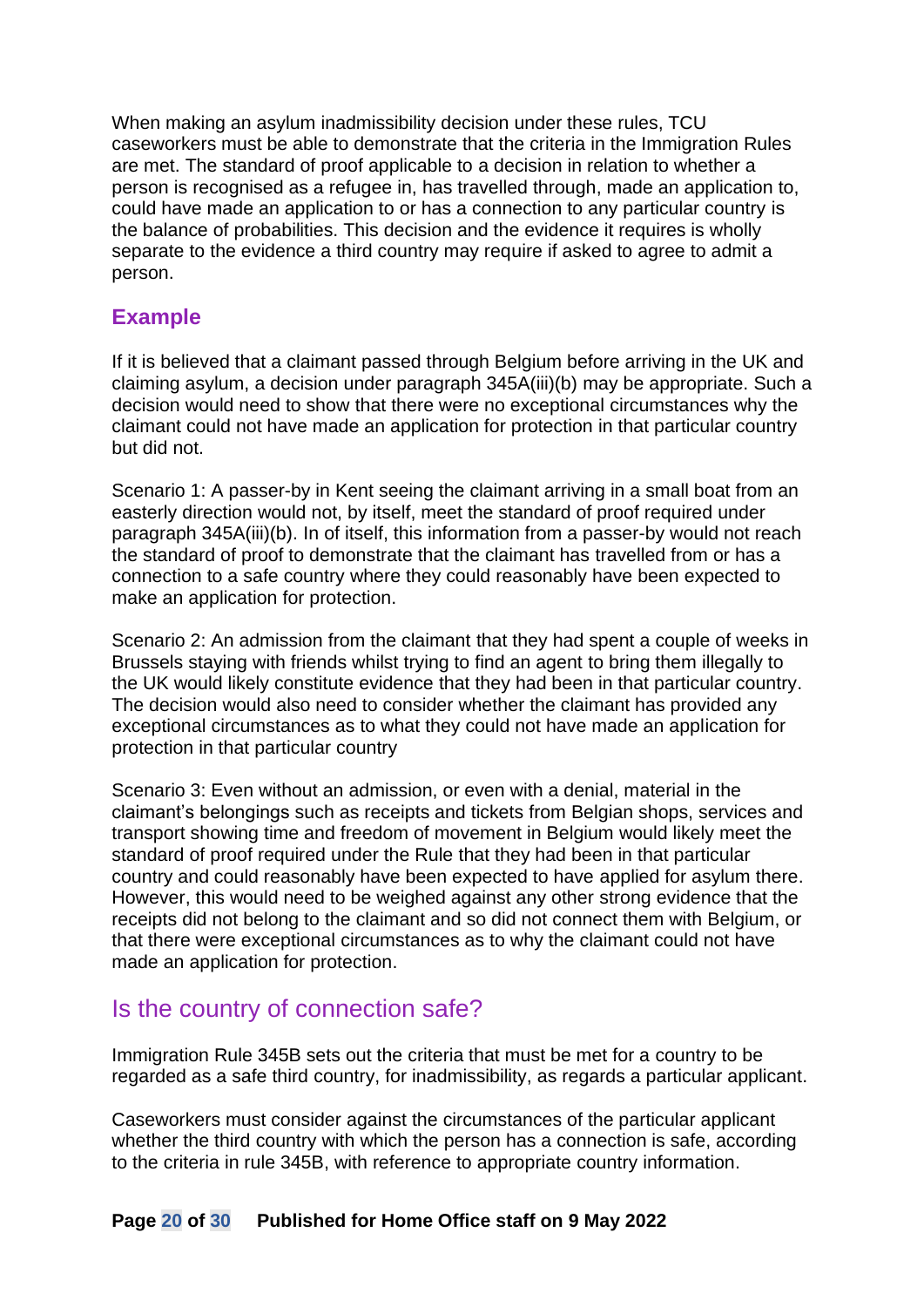When making an asylum inadmissibility decision under these rules, TCU caseworkers must be able to demonstrate that the criteria in the Immigration Rules are met. The standard of proof applicable to a decision in relation to whether a person is recognised as a refugee in, has travelled through, made an application to, could have made an application to or has a connection to any particular country is the balance of probabilities. This decision and the evidence it requires is wholly separate to the evidence a third country may require if asked to agree to admit a person.

### Example

If it is believed that a claimant passed through Belgium before arriving in the UK and claiming asylum, a decision under paragraph 345A(iii)(b) may be appropriate. Such a decision would need to show that there were no exceptional circumstances why the claimant could not have made an application for protection in that particular country but did not.

Scenario 1: A passer-by in Kent seeing the claimant arriving in a small boat from an easterly direction would not, by itself, meet the standard of proof required under paragraph 345A(iii)(b). In of itself, this information from a passer-by would not reach the standard of proof to demonstrate that the claimant has travelled from or has a connection to a safe country where they could reasonably have been expected to make an application for protection.

Scenario 2: An admission from the claimant that they had spent a couple of weeks in Brussels staying with friends whilst trying to find an agent to bring them illegally to the UK would likely constitute evidence that they had been in that particular country. The decision would also need to consider whether the claimant has provided any exceptional circumstances as to what they could not have made an application for protection in that particular country

Scenario 3: Even without an admission, or even with a denial, material in the claimant's belongings such as receipts and tickets from Belgian shops, services and transport showing time and freedom of movement in Belgium would likely meet the standard of proof required under the Rule that they had been in that particular country and could reasonably have been expected to have applied for asylum there. However, this would need to be weighed against any other strong evidence that the receipts did not belong to the claimant and so did not connect them with Belgium, or that there were exceptional circumstances as to why the claimant could not have made an application for protection.

## Is the country of connection safe?

Immigration Rule 345B sets out the criteria that must be met for a country to be regarded as a safe third country, for inadmissibility, as regards a particular applicant.

Caseworkers must consider against the circumstances of the particular applicant whether the third country with which the person has a connection is safe, according to the criteria in rule 345B, with reference to appropriate country information.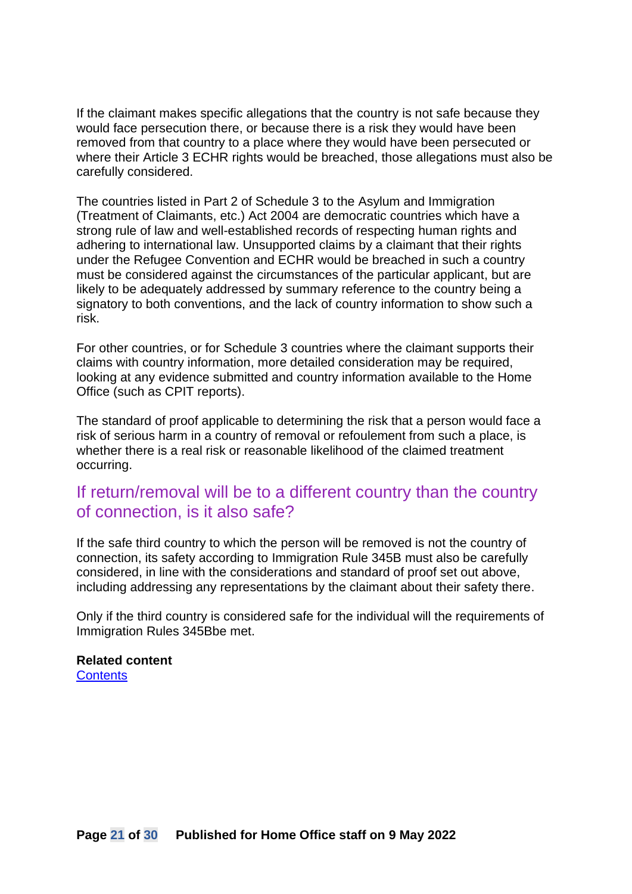If the claimant makes specific allegations that the country is not safe because they would face persecution there, or because there is a risk they would have been removed from that country to a place where they would have been persecuted or where their Article 3 ECHR rights would be breached, those allegations must also be carefully considered.

The countries listed in Part 2 of Schedule 3 to the Asylum and Immigration (Treatment of Claimants, etc.) Act 2004 are democratic countries which have a strong rule of law and well-established records of respecting human rights and adhering to international law. Unsupported claims by a claimant that their rights under the Refugee Convention and ECHR would be breached in such a country must be considered against the circumstances of the particular applicant, but are likely to be adequately addressed by summary reference to the country being a signatory to both conventions, and the lack of country information to show such a risk.

For other countries, or for Schedule 3 countries where the claimant supports their claims with country information, more detailed consideration may be required, looking at any evidence submitted and country information available to the Home Office (such as CPIT reports).

The standard of proof applicable to determining the risk that a person would face a risk of serious harm in a country of removal or refoulement from such a place, is whether there is a real risk or reasonable likelihood of the claimed treatment occurring.

## If return/removal will be to a different country than the country of connection, is it also safe?

If the safe third country to which the person will be removed is not the country of connection, its safety according to Immigration Rule 345B must also be carefully considered, in line with the considerations and standard of proof set out above, including addressing any representations by the claimant about their safety there.

Only if the third country is considered safe for the individual will the requirements of Immigration Rules 345Bbe met.

**Related content**
[Contents]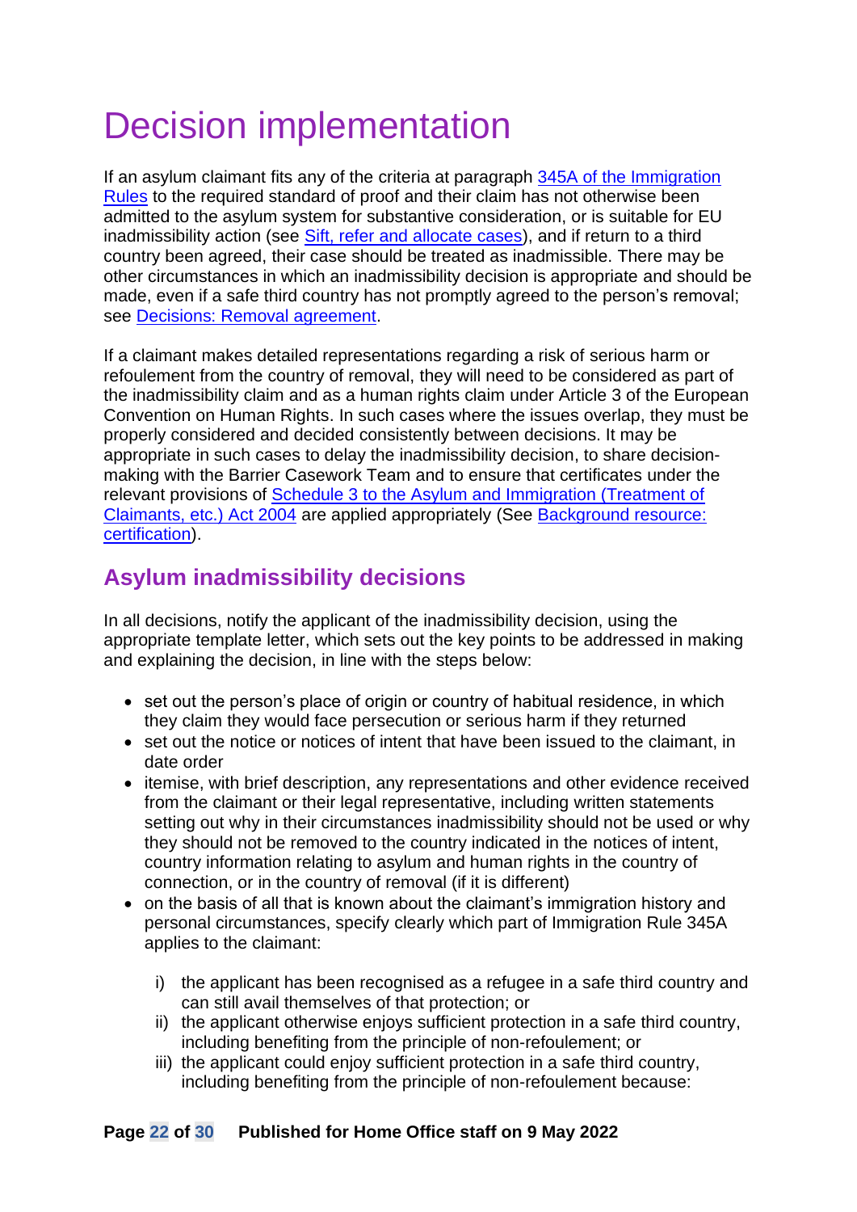# Decision implementation

If an asylum claimant fits any of the criteria at paragraph [345A of the Immigration Rules](#) to the required standard of proof and their claim has not otherwise been admitted to the asylum system for substantive consideration, or is suitable for EU inadmissibility action (see [Sift, refer and allocate cases](#)), and if return to a third country been agreed, their case should be treated as inadmissible. There may be other circumstances in which an inadmissibility decision is appropriate and should be made, even if a safe third country has not promptly agreed to the person's removal; see [Decisions: Removal agreement](#).

If a claimant makes detailed representations regarding a risk of serious harm or refoulement from the country of removal, they will need to be considered as part of the inadmissibility claim and as a human rights claim under Article 3 of the European Convention on Human Rights. In such cases where the issues overlap, they must be properly considered and decided consistently between decisions. It may be appropriate in such cases to delay the inadmissibility decision, to share decision-making with the Barrier Casework Team and to ensure that certificates under the relevant provisions of [Schedule 3 to the Asylum and Immigration (Treatment of Claimants, etc.) Act 2004](#) are applied appropriately (See [Background resource: certification](#)).

## Asylum inadmissibility decisions

In all decisions, notify the applicant of the inadmissibility decision, using the appropriate template letter, which sets out the key points to be addressed in making and explaining the decision, in line with the steps below:

- set out the person's place of origin or country of habitual residence, in which they claim they would face persecution or serious harm if they returned
- set out the notice or notices of intent that have been issued to the claimant, in date order
- itemise, with brief description, any representations and other evidence received from the claimant or their legal representative, including written statements setting out why in their circumstances inadmissibility should not be used or why they should not be removed to the country indicated in the notices of intent, country information relating to asylum and human rights in the country of connection, or in the country of removal (if it is different)
- on the basis of all that is known about the claimant's immigration history and personal circumstances, specify clearly which part of Immigration Rule 345A applies to the claimant:

    i) the applicant has been recognised as a refugee in a safe third country and can still avail themselves of that protection; or
    ii) the applicant otherwise enjoys sufficient protection in a safe third country, including benefiting from the principle of non-refoulement; or
    iii) the applicant could enjoy sufficient protection in a safe third country, including benefiting from the principle of non-refoulement because: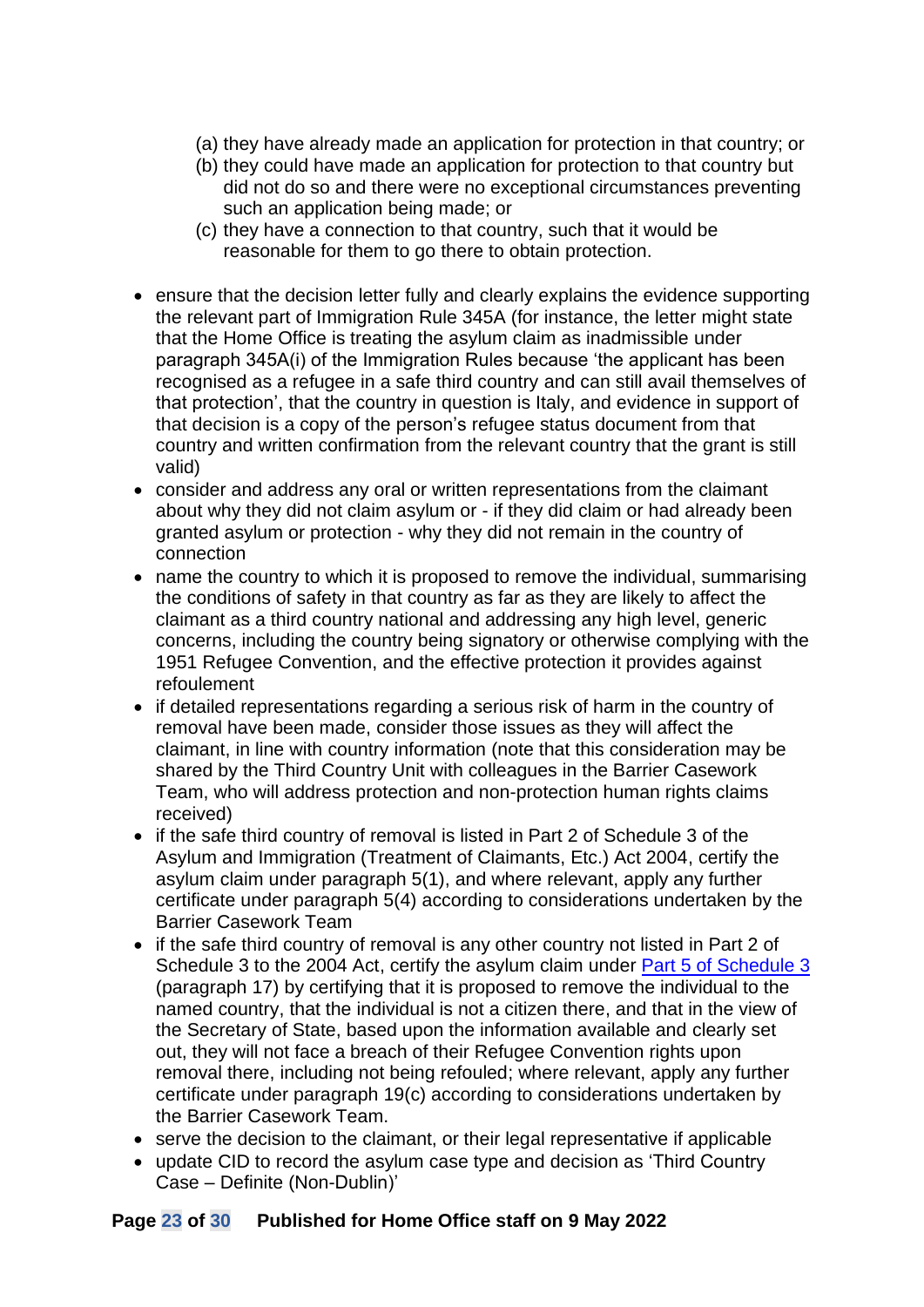(a) they have already made an application for protection in that country; or
(b) they could have made an application for protection to that country but did not do so and there were no exceptional circumstances preventing such an application being made; or
(c) they have a connection to that country, such that it would be reasonable for them to go there to obtain protection.

- ensure that the decision letter fully and clearly explains the evidence supporting the relevant part of Immigration Rule 345A (for instance, the letter might state that the Home Office is treating the asylum claim as inadmissible under paragraph 345A(i) of the Immigration Rules because 'the applicant has been recognised as a refugee in a safe third country and can still avail themselves of that protection', that the country in question is Italy, and evidence in support of that decision is a copy of the person's refugee status document from that country and written confirmation from the relevant country that the grant is still valid)
- consider and address any oral or written representations from the claimant about why they did not claim asylum or - if they did claim or had already been granted asylum or protection - why they did not remain in the country of connection
- name the country to which it is proposed to remove the individual, summarising the conditions of safety in that country as far as they are likely to affect the claimant as a third country national and addressing any high level, generic concerns, including the country being signatory or otherwise complying with the 1951 Refugee Convention, and the effective protection it provides against refoulement
- if detailed representations regarding a serious risk of harm in the country of removal have been made, consider those issues as they will affect the claimant, in line with country information (note that this consideration may be shared by the Third Country Unit with colleagues in the Barrier Casework Team, who will address protection and non-protection human rights claims received)
- if the safe third country of removal is listed in Part 2 of Schedule 3 of the Asylum and Immigration (Treatment of Claimants, Etc.) Act 2004, certify the asylum claim under paragraph 5(1), and where relevant, apply any further certificate under paragraph 5(4) according to considerations undertaken by the Barrier Casework Team
- if the safe third country of removal is any other country not listed in Part 2 of Schedule 3 to the 2004 Act, certify the asylum claim under Part 5 of Schedule 3 (paragraph 17) by certifying that it is proposed to remove the individual to the named country, that the individual is not a citizen there, and that in the view of the Secretary of State, based upon the information available and clearly set out, they will not face a breach of their Refugee Convention rights upon removal there, including not being refouled; where relevant, apply any further certificate under paragraph 19(c) according to considerations undertaken by the Barrier Casework Team.
- serve the decision to the claimant, or their legal representative if applicable
- update CID to record the asylum case type and decision as 'Third Country Case – Definite (Non-Dublin)'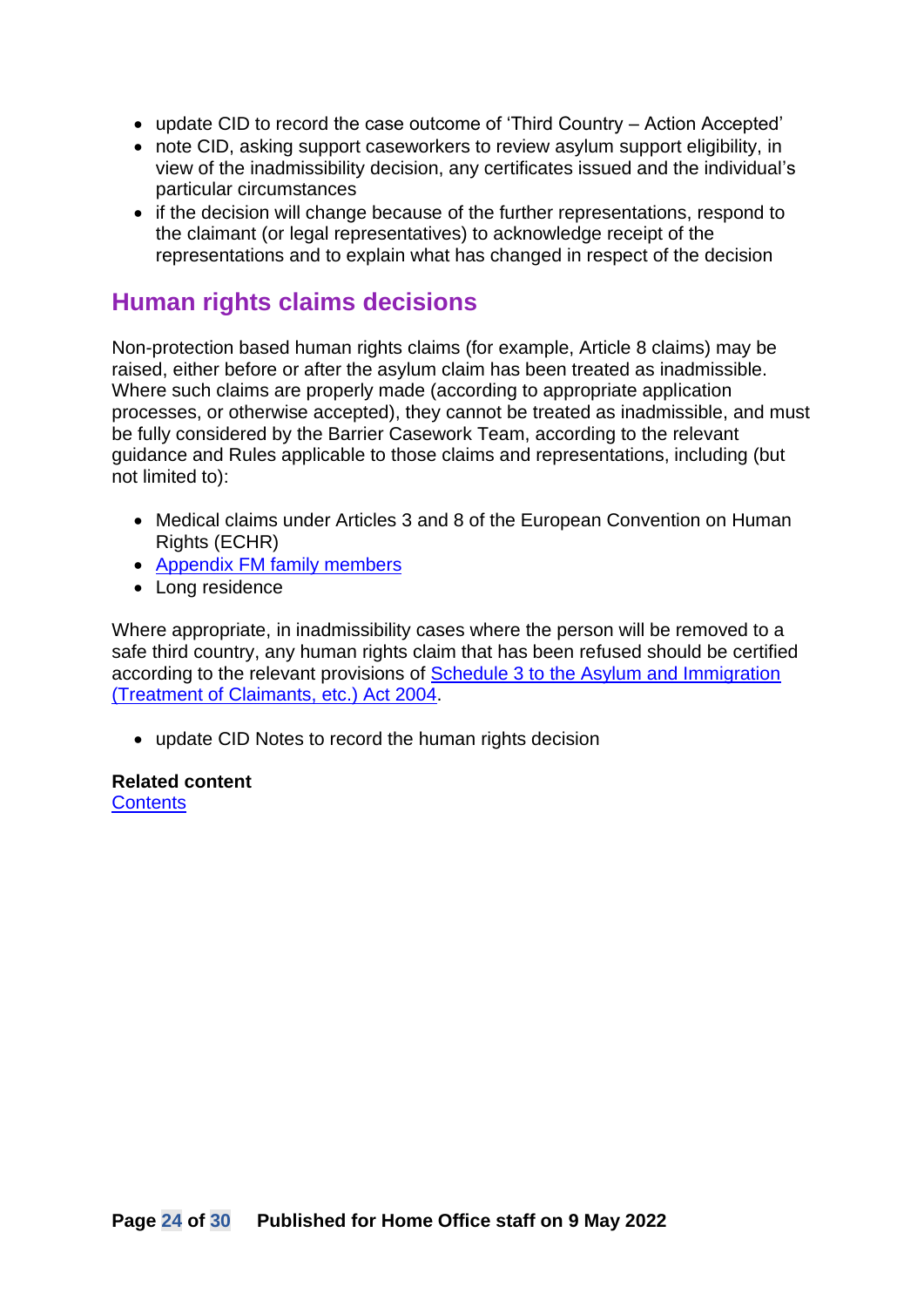- update CID to record the case outcome of 'Third Country – Action Accepted'
- note CID, asking support caseworkers to review asylum support eligibility, in view of the inadmissibility decision, any certificates issued and the individual's particular circumstances
- if the decision will change because of the further representations, respond to the claimant (or legal representatives) to acknowledge receipt of the representations and to explain what has changed in respect of the decision

## Human rights claims decisions

Non-protection based human rights claims (for example, Article 8 claims) may be raised, either before or after the asylum claim has been treated as inadmissible. Where such claims are properly made (according to appropriate application processes, or otherwise accepted), they cannot be treated as inadmissible, and must be fully considered by the Barrier Casework Team, according to the relevant guidance and Rules applicable to those claims and representations, including (but not limited to):

- Medical claims under Articles 3 and 8 of the European Convention on Human Rights (ECHR)
- Appendix FM family members
- Long residence

Where appropriate, in inadmissibility cases where the person will be removed to a safe third country, any human rights claim that has been refused should be certified according to the relevant provisions of Schedule 3 to the Asylum and Immigration (Treatment of Claimants, etc.) Act 2004.

- update CID Notes to record the human rights decision

**Related content**
Contents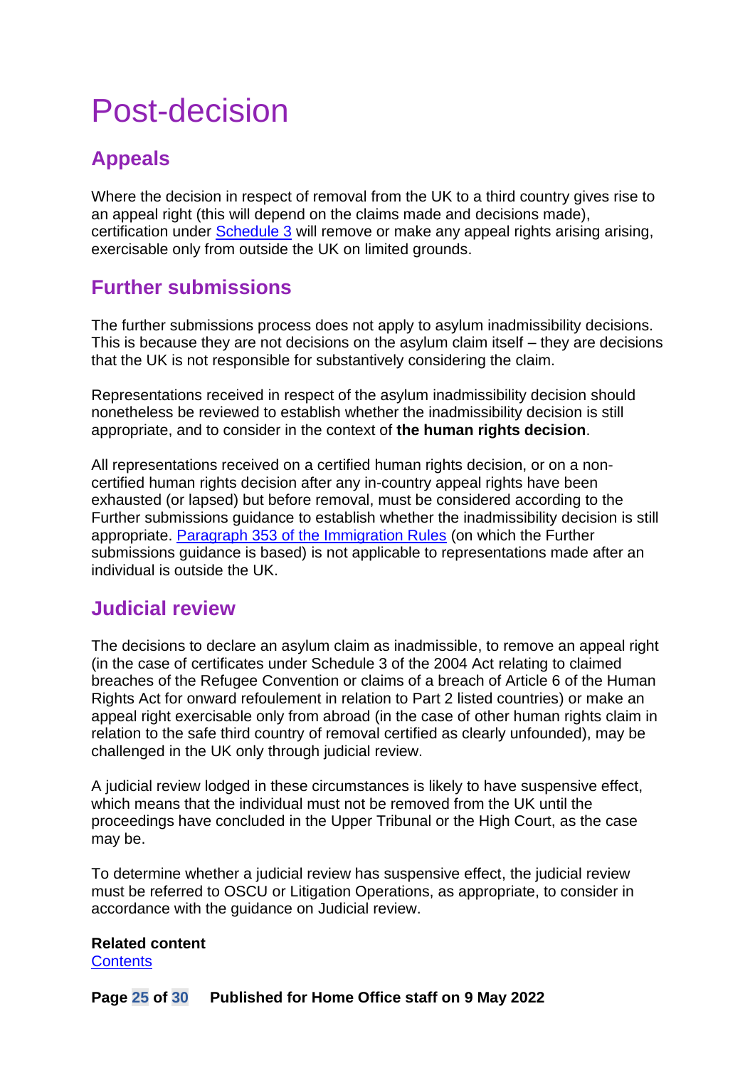# Post-decision

## Appeals

Where the decision in respect of removal from the UK to a third country gives rise to an appeal right (this will depend on the claims made and decisions made), certification under [Schedule 3](#) will remove or make any appeal rights arising arising, exercisable only from outside the UK on limited grounds.

## Further submissions

The further submissions process does not apply to asylum inadmissibility decisions. This is because they are not decisions on the asylum claim itself – they are decisions that the UK is not responsible for substantively considering the claim.

Representations received in respect of the asylum inadmissibility decision should nonetheless be reviewed to establish whether the inadmissibility decision is still appropriate, and to consider in the context of **the human rights decision**.

All representations received on a certified human rights decision, or on a non-certified human rights decision after any in-country appeal rights have been exhausted (or lapsed) but before removal, must be considered according to the Further submissions guidance to establish whether the inadmissibility decision is still appropriate. [Paragraph 353 of the Immigration Rules](#) (on which the Further submissions guidance is based) is not applicable to representations made after an individual is outside the UK.

## Judicial review

The decisions to declare an asylum claim as inadmissible, to remove an appeal right (in the case of certificates under Schedule 3 of the 2004 Act relating to claimed breaches of the Refugee Convention or claims of a breach of Article 6 of the Human Rights Act for onward refoulement in relation to Part 2 listed countries) or make an appeal right exercisable only from abroad (in the case of other human rights claim in relation to the safe third country of removal certified as clearly unfounded), may be challenged in the UK only through judicial review.

A judicial review lodged in these circumstances is likely to have suspensive effect, which means that the individual must not be removed from the UK until the proceedings have concluded in the Upper Tribunal or the High Court, as the case may be.

To determine whether a judicial review has suspensive effect, the judicial review must be referred to OSCU or Litigation Operations, as appropriate, to consider in accordance with the guidance on Judicial review.

**Related content**
[Contents](#)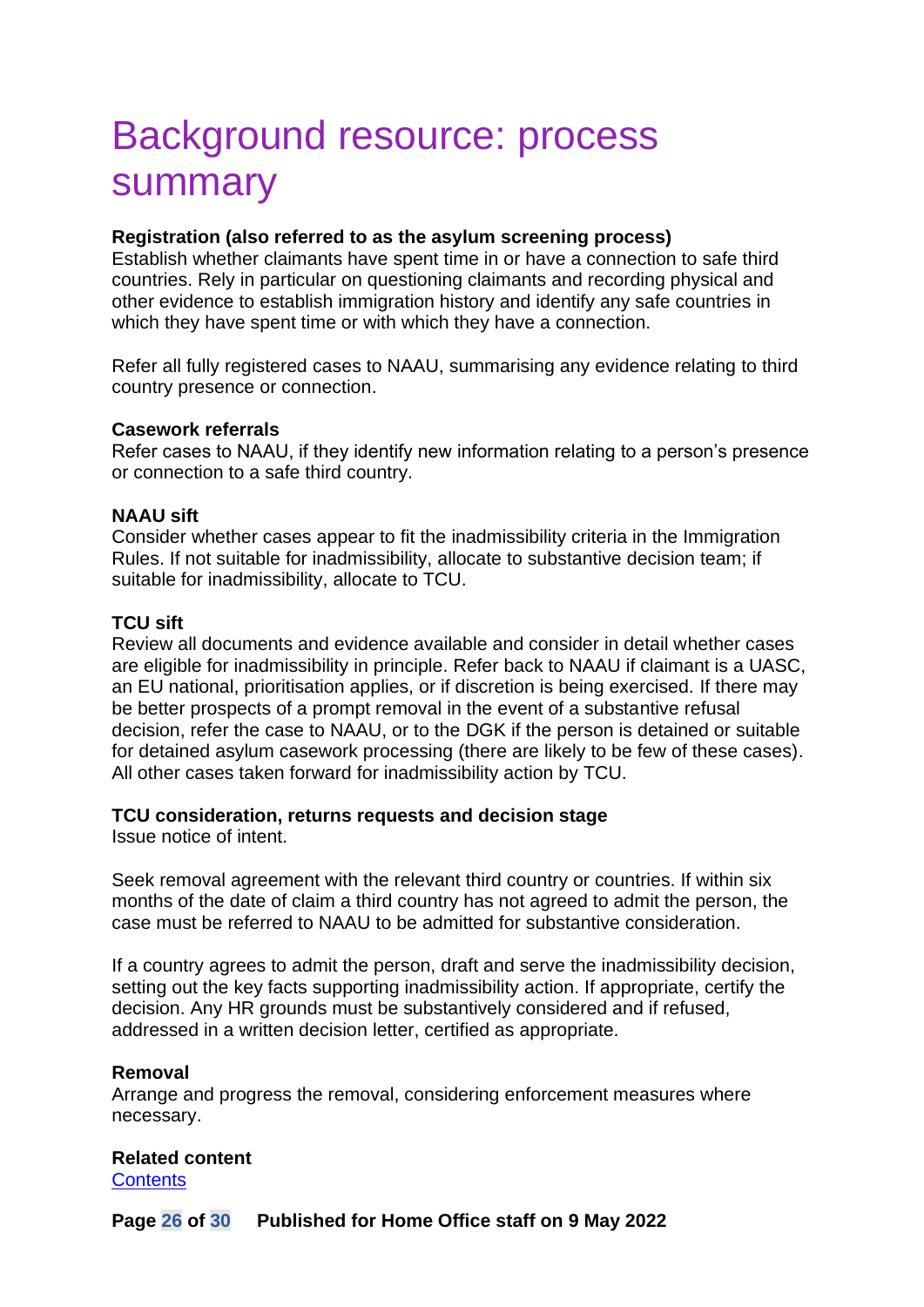# Background resource: process summary

**Registration (also referred to as the asylum screening process)**
Establish whether claimants have spent time in or have a connection to safe third countries. Rely in particular on questioning claimants and recording physical and other evidence to establish immigration history and identify any safe countries in which they have spent time or with which they have a connection.

Refer all fully registered cases to NAAU, summarising any evidence relating to third country presence or connection.

**Casework referrals**
Refer cases to NAAU, if they identify new information relating to a person's presence or connection to a safe third country.

**NAAU sift**
Consider whether cases appear to fit the inadmissibility criteria in the Immigration Rules. If not suitable for inadmissibility, allocate to substantive decision team; if suitable for inadmissibility, allocate to TCU.

**TCU sift**
Review all documents and evidence available and consider in detail whether cases are eligible for inadmissibility in principle. Refer back to NAAU if claimant is a UASC, an EU national, prioritisation applies, or if discretion is being exercised. If there may be better prospects of a prompt removal in the event of a substantive refusal decision, refer the case to NAAU, or to the DGK if the person is detained or suitable for detained asylum casework processing (there are likely to be few of these cases). All other cases taken forward for inadmissibility action by TCU.

**TCU consideration, returns requests and decision stage**
Issue notice of intent.

Seek removal agreement with the relevant third country or countries. If within six months of the date of claim a third country has not agreed to admit the person, the case must be referred to NAAU to be admitted for substantive consideration.

If a country agrees to admit the person, draft and serve the inadmissibility decision, setting out the key facts supporting inadmissibility action. If appropriate, certify the decision. Any HR grounds must be substantively considered and if refused, addressed in a written decision letter, certified as appropriate.

**Removal**
Arrange and progress the removal, considering enforcement measures where necessary.

**Related content**
[Contents]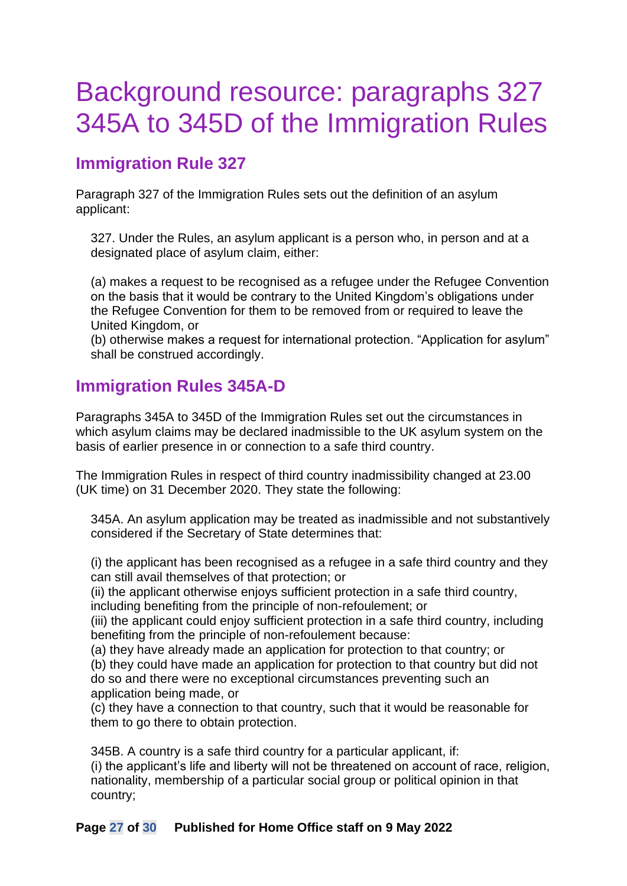# Background resource: paragraphs 327 345A to 345D of the Immigration Rules

## Immigration Rule 327

Paragraph 327 of the Immigration Rules sets out the definition of an asylum applicant:

> 327. Under the Rules, an asylum applicant is a person who, in person and at a designated place of asylum claim, either:
>
> (a) makes a request to be recognised as a refugee under the Refugee Convention on the basis that it would be contrary to the United Kingdom's obligations under the Refugee Convention for them to be removed from or required to leave the United Kingdom, or
> (b) otherwise makes a request for international protection. "Application for asylum" shall be construed accordingly.

## Immigration Rules 345A-D

Paragraphs 345A to 345D of the Immigration Rules set out the circumstances in which asylum claims may be declared inadmissible to the UK asylum system on the basis of earlier presence in or connection to a safe third country.

The Immigration Rules in respect of third country inadmissibility changed at 23.00 (UK time) on 31 December 2020. They state the following:

> 345A. An asylum application may be treated as inadmissible and not substantively considered if the Secretary of State determines that:
>
> (i) the applicant has been recognised as a refugee in a safe third country and they can still avail themselves of that protection; or
> (ii) the applicant otherwise enjoys sufficient protection in a safe third country, including benefiting from the principle of non-refoulement; or
> (iii) the applicant could enjoy sufficient protection in a safe third country, including benefiting from the principle of non-refoulement because:
> (a) they have already made an application for protection to that country; or
> (b) they could have made an application for protection to that country but did not do so and there were no exceptional circumstances preventing such an application being made, or
> (c) they have a connection to that country, such that it would be reasonable for them to go there to obtain protection.
>
> 345B. A country is a safe third country for a particular applicant, if:
> (i) the applicant's life and liberty will not be threatened on account of race, religion, nationality, membership of a particular social group or political opinion in that country;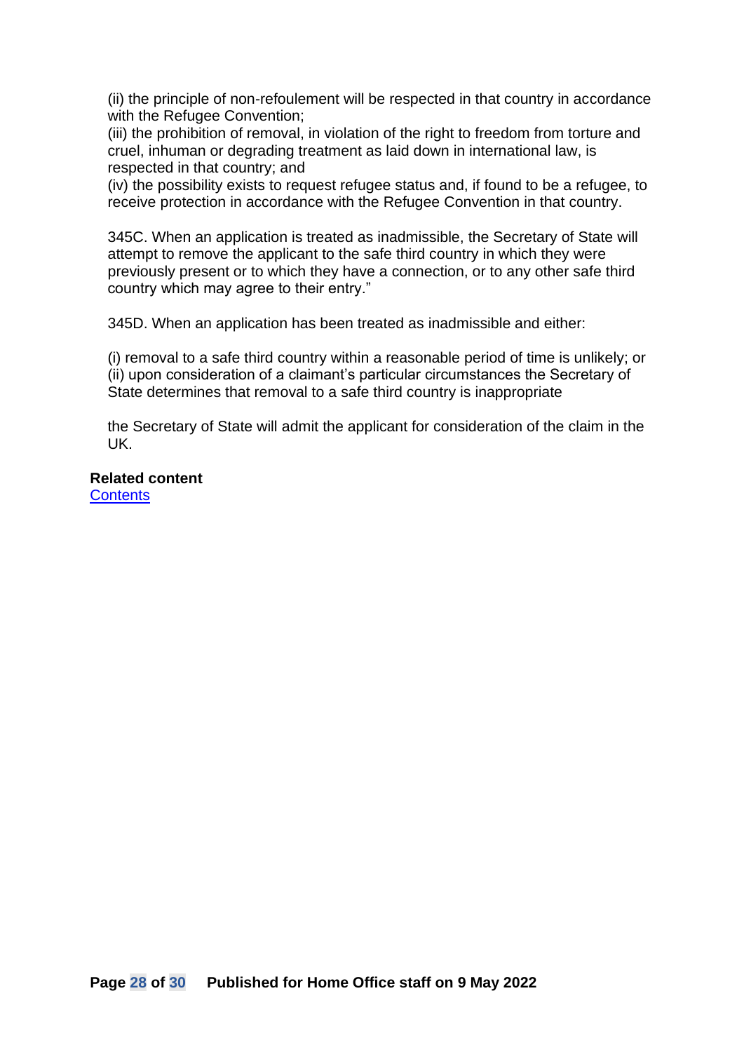(ii) the principle of non-refoulement will be respected in that country in accordance with the Refugee Convention;
(iii) the prohibition of removal, in violation of the right to freedom from torture and cruel, inhuman or degrading treatment as laid down in international law, is respected in that country; and
(iv) the possibility exists to request refugee status and, if found to be a refugee, to receive protection in accordance with the Refugee Convention in that country.

345C. When an application is treated as inadmissible, the Secretary of State will attempt to remove the applicant to the safe third country in which they were previously present or to which they have a connection, or to any other safe third country which may agree to their entry."

345D. When an application has been treated as inadmissible and either:

(i) removal to a safe third country within a reasonable period of time is unlikely; or
(ii) upon consideration of a claimant's particular circumstances the Secretary of State determines that removal to a safe third country is inappropriate

the Secretary of State will admit the applicant for consideration of the claim in the UK.

**Related content**
[Contents]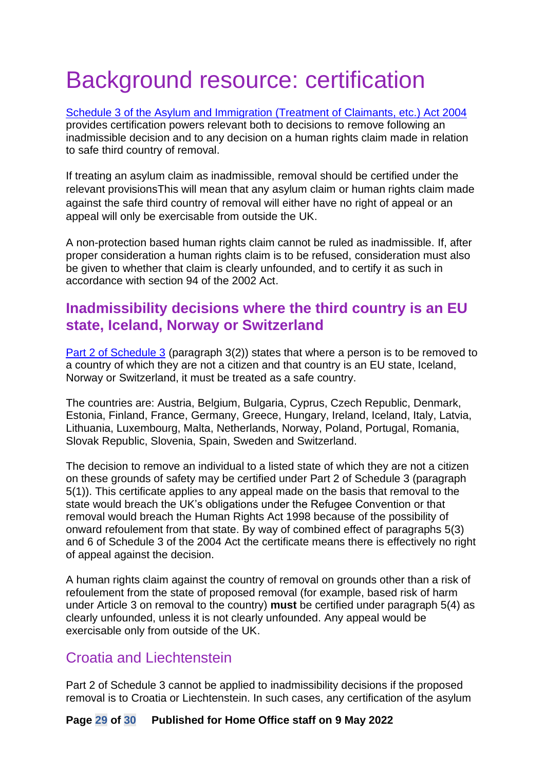# Background resource: certification

[Schedule 3 of the Asylum and Immigration (Treatment of Claimants, etc.) Act 2004](#) provides certification powers relevant both to decisions to remove following an inadmissible decision and to any decision on a human rights claim made in relation to safe third country of removal.

If treating an asylum claim as inadmissible, removal should be certified under the relevant provisionsThis will mean that any asylum claim or human rights claim made against the safe third country of removal will either have no right of appeal or an appeal will only be exercisable from outside the UK.

A non-protection based human rights claim cannot be ruled as inadmissible. If, after proper consideration a human rights claim is to be refused, consideration must also be given to whether that claim is clearly unfounded, and to certify it as such in accordance with section 94 of the 2002 Act.

## Inadmissibility decisions where the third country is an EU state, Iceland, Norway or Switzerland

[Part 2 of Schedule 3](#) (paragraph 3(2)) states that where a person is to be removed to a country of which they are not a citizen and that country is an EU state, Iceland, Norway or Switzerland, it must be treated as a safe country.

The countries are: Austria, Belgium, Bulgaria, Cyprus, Czech Republic, Denmark, Estonia, Finland, France, Germany, Greece, Hungary, Ireland, Iceland, Italy, Latvia, Lithuania, Luxembourg, Malta, Netherlands, Norway, Poland, Portugal, Romania, Slovak Republic, Slovenia, Spain, Sweden and Switzerland.

The decision to remove an individual to a listed state of which they are not a citizen on these grounds of safety may be certified under Part 2 of Schedule 3 (paragraph 5(1)). This certificate applies to any appeal made on the basis that removal to the state would breach the UK's obligations under the Refugee Convention or that removal would breach the Human Rights Act 1998 because of the possibility of onward refoulement from that state. By way of combined effect of paragraphs 5(3) and 6 of Schedule 3 of the 2004 Act the certificate means there is effectively no right of appeal against the decision.

A human rights claim against the country of removal on grounds other than a risk of refoulement from the state of proposed removal (for example, based risk of harm under Article 3 on removal to the country) **must** be certified under paragraph 5(4) as clearly unfounded, unless it is not clearly unfounded. Any appeal would be exercisable only from outside of the UK.

### Croatia and Liechtenstein

Part 2 of Schedule 3 cannot be applied to inadmissibility decisions if the proposed removal is to Croatia or Liechtenstein. In such cases, any certification of the asylum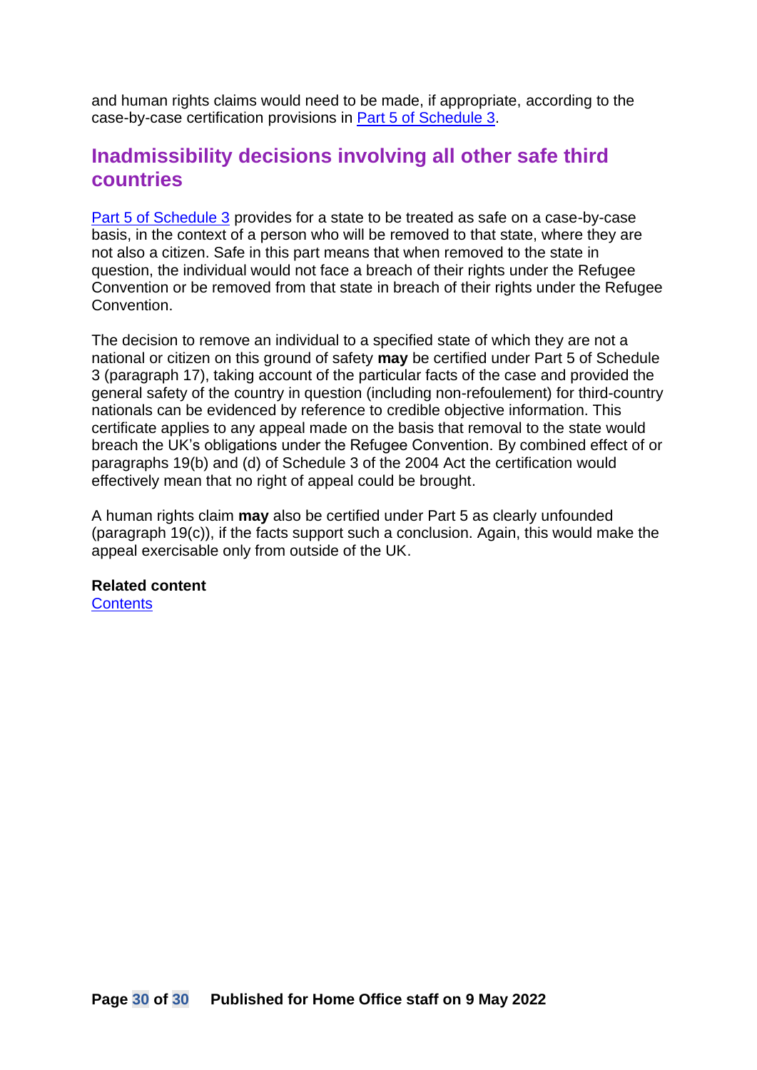and human rights claims would need to be made, if appropriate, according to the case-by-case certification provisions in [Part 5 of Schedule 3](#).

## Inadmissibility decisions involving all other safe third countries

[Part 5 of Schedule 3](#) provides for a state to be treated as safe on a case-by-case basis, in the context of a person who will be removed to that state, where they are not also a citizen. Safe in this part means that when removed to the state in question, the individual would not face a breach of their rights under the Refugee Convention or be removed from that state in breach of their rights under the Refugee Convention.

The decision to remove an individual to a specified state of which they are not a national or citizen on this ground of safety **may** be certified under Part 5 of Schedule 3 (paragraph 17), taking account of the particular facts of the case and provided the general safety of the country in question (including non-refoulement) for third-country nationals can be evidenced by reference to credible objective information. This certificate applies to any appeal made on the basis that removal to the state would breach the UK's obligations under the Refugee Convention. By combined effect of or paragraphs 19(b) and (d) of Schedule 3 of the 2004 Act the certification would effectively mean that no right of appeal could be brought.

A human rights claim **may** also be certified under Part 5 as clearly unfounded (paragraph 19(c)), if the facts support such a conclusion. Again, this would make the appeal exercisable only from outside of the UK.

**Related content**
[Contents](#)